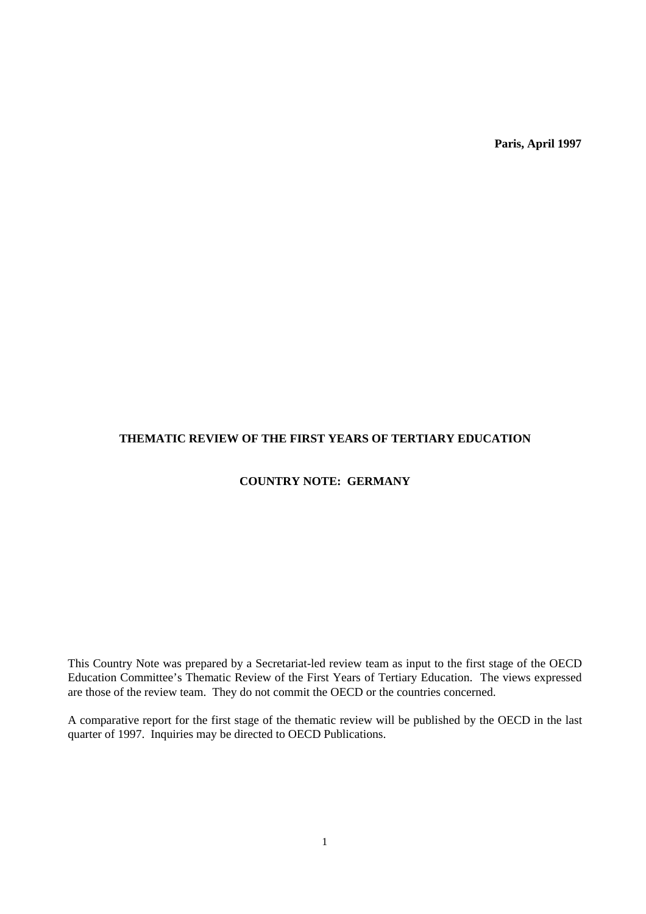**Paris, April 1997**

# THEMATIC REVIEW OF THE FIRST YEARS OF TERTIARY EDUCATION

## COUNTRY NOTE: GERMANY

This Country Note was prepared by a Secretariat-led review team as input to the first stage of the OECD Education Committee's Thematic Review of the First Years of Tertiary Education. The views expressed are those of the review team. They do not commit the OECD or the countries concerned.

A comparative report for the first stage of the thematic review will be published by the OECD in the last quarter of 1997. Inquiries may be directed to OECD Publications.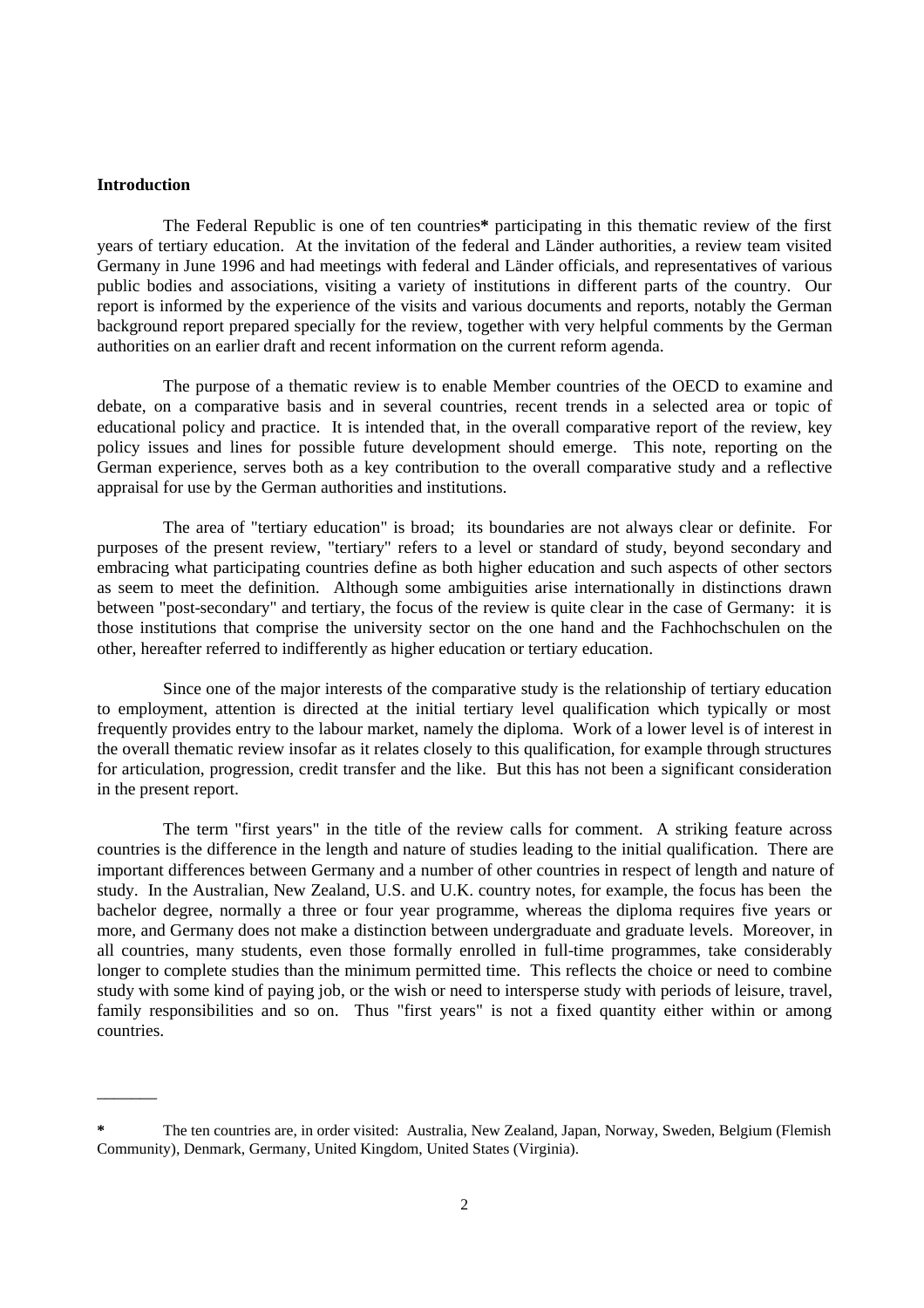**Introduction**

The Federal Republic is one of ten countries* participating in this thematic review of the first years of tertiary education. At the invitation of the federal and Länder authorities, a review team visited Germany in June 1996 and had meetings with federal and Länder officials, and representatives of various public bodies and associations, visiting a variety of institutions in different parts of the country. Our report is informed by the experience of the visits and various documents and reports, notably the German background report prepared specially for the review, together with very helpful comments by the German authorities on an earlier draft and recent information on the current reform agenda.

The purpose of a thematic review is to enable Member countries of the OECD to examine and debate, on a comparative basis and in several countries, recent trends in a selected area or topic of educational policy and practice. It is intended that, in the overall comparative report of the review, key policy issues and lines for possible future development should emerge. This note, reporting on the German experience, serves both as a key contribution to the overall comparative study and a reflective appraisal for use by the German authorities and institutions.

The area of "tertiary education" is broad; its boundaries are not always clear or definite. For purposes of the present review, "tertiary" refers to a level or standard of study, beyond secondary and embracing what participating countries define as both higher education and such aspects of other sectors as seem to meet the definition. Although some ambiguities arise internationally in distinctions drawn between "post-secondary" and tertiary, the focus of the review is quite clear in the case of Germany: it is those institutions that comprise the university sector on the one hand and the Fachhochschulen on the other, hereafter referred to indifferently as higher education or tertiary education.

Since one of the major interests of the comparative study is the relationship of tertiary education to employment, attention is directed at the initial tertiary level qualification which typically or most frequently provides entry to the labour market, namely the diploma. Work of a lower level is of interest in the overall thematic review insofar as it relates closely to this qualification, for example through structures for articulation, progression, credit transfer and the like. But this has not been a significant consideration in the present report.

The term "first years" in the title of the review calls for comment. A striking feature across countries is the difference in the length and nature of studies leading to the initial qualification. There are important differences between Germany and a number of other countries in respect of length and nature of study. In the Australian, New Zealand, U.S. and U.K. country notes, for example, the focus has been the bachelor degree, normally a three or four year programme, whereas the diploma requires five years or more, and Germany does not make a distinction between undergraduate and graduate levels. Moreover, in all countries, many students, even those formally enrolled in full-time programmes, take considerably longer to complete studies than the minimum permitted time. This reflects the choice or need to combine study with some kind of paying job, or the wish or need to intersperse study with periods of leisure, travel, family responsibilities and so on. Thus "first years" is not a fixed quantity either within or among countries.

---

* The ten countries are, in order visited: Australia, New Zealand, Japan, Norway, Sweden, Belgium (Flemish Community), Denmark, Germany, United Kingdom, United States (Virginia).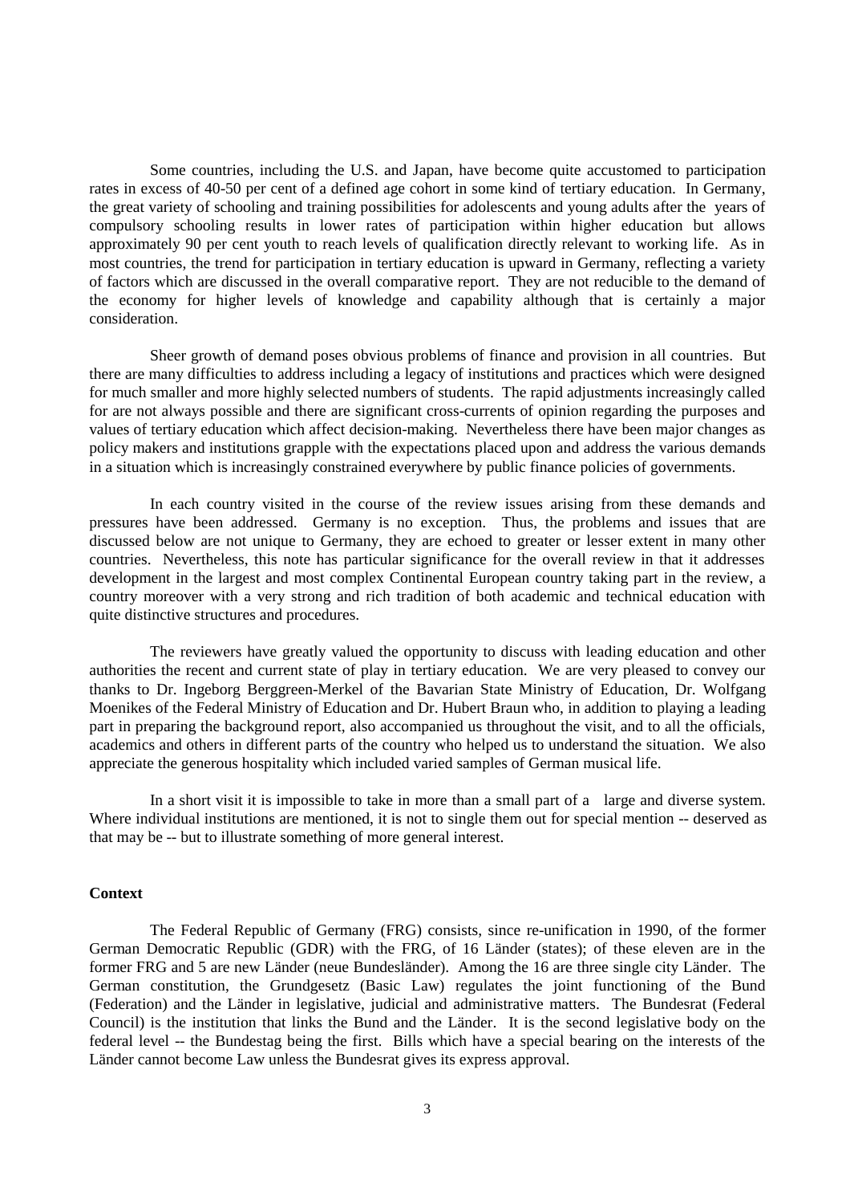Some countries, including the U.S. and Japan, have become quite accustomed to participation rates in excess of 40-50 per cent of a defined age cohort in some kind of tertiary education. In Germany, the great variety of schooling and training possibilities for adolescents and young adults after the years of compulsory schooling results in lower rates of participation within higher education but allows approximately 90 per cent youth to reach levels of qualification directly relevant to working life. As in most countries, the trend for participation in tertiary education is upward in Germany, reflecting a variety of factors which are discussed in the overall comparative report. They are not reducible to the demand of the economy for higher levels of knowledge and capability although that is certainly a major consideration.

Sheer growth of demand poses obvious problems of finance and provision in all countries. But there are many difficulties to address including a legacy of institutions and practices which were designed for much smaller and more highly selected numbers of students. The rapid adjustments increasingly called for are not always possible and there are significant cross-currents of opinion regarding the purposes and values of tertiary education which affect decision-making. Nevertheless there have been major changes as policy makers and institutions grapple with the expectations placed upon and address the various demands in a situation which is increasingly constrained everywhere by public finance policies of governments.

In each country visited in the course of the review issues arising from these demands and pressures have been addressed. Germany is no exception. Thus, the problems and issues that are discussed below are not unique to Germany, they are echoed to greater or lesser extent in many other countries. Nevertheless, this note has particular significance for the overall review in that it addresses development in the largest and most complex Continental European country taking part in the review, a country moreover with a very strong and rich tradition of both academic and technical education with quite distinctive structures and procedures.

The reviewers have greatly valued the opportunity to discuss with leading education and other authorities the recent and current state of play in tertiary education. We are very pleased to convey our thanks to Dr. Ingeborg Berggreen-Merkel of the Bavarian State Ministry of Education, Dr. Wolfgang Moenikes of the Federal Ministry of Education and Dr. Hubert Braun who, in addition to playing a leading part in preparing the background report, also accompanied us throughout the visit, and to all the officials, academics and others in different parts of the country who helped us to understand the situation. We also appreciate the generous hospitality which included varied samples of German musical life.

In a short visit it is impossible to take in more than a small part of a large and diverse system. Where individual institutions are mentioned, it is not to single them out for special mention -- deserved as that may be -- but to illustrate something of more general interest.

**Context**

The Federal Republic of Germany (FRG) consists, since re-unification in 1990, of the former German Democratic Republic (GDR) with the FRG, of 16 Länder (states); of these eleven are in the former FRG and 5 are new Länder (neue Bundesländer). Among the 16 are three single city Länder. The German constitution, the Grundgesetz (Basic Law) regulates the joint functioning of the Bund (Federation) and the Länder in legislative, judicial and administrative matters. The Bundesrat (Federal Council) is the institution that links the Bund and the Länder. It is the second legislative body on the federal level -- the Bundestag being the first. Bills which have a special bearing on the interests of the Länder cannot become Law unless the Bundesrat gives its express approval.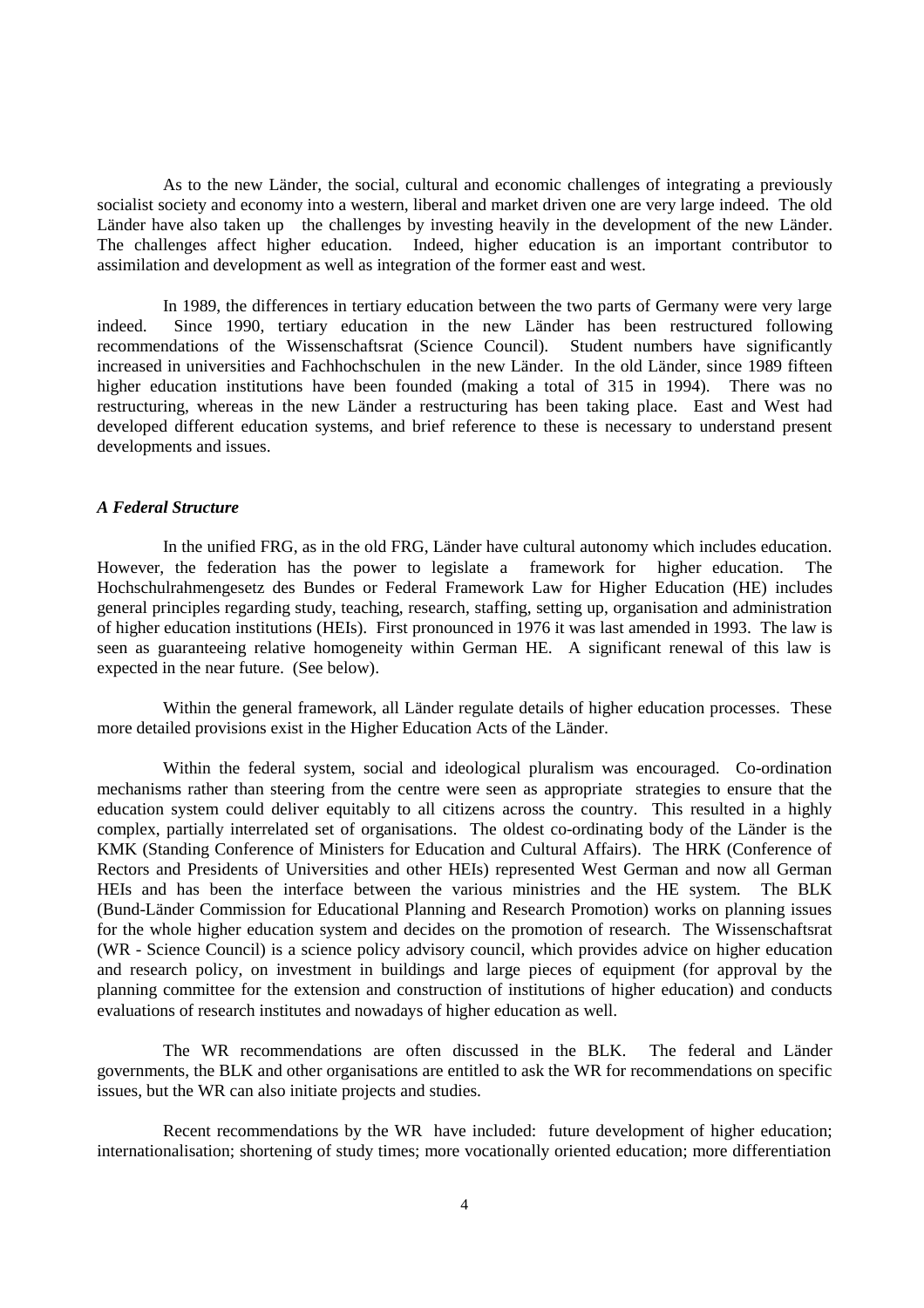As to the new Länder, the social, cultural and economic challenges of integrating a previously socialist society and economy into a western, liberal and market driven one are very large indeed. The old Länder have also taken up the challenges by investing heavily in the development of the new Länder. The challenges affect higher education. Indeed, higher education is an important contributor to assimilation and development as well as integration of the former east and west.

In 1989, the differences in tertiary education between the two parts of Germany were very large indeed. Since 1990, tertiary education in the new Länder has been restructured following recommendations of the Wissenschaftsrat (Science Council). Student numbers have significantly increased in universities and Fachhochschulen in the new Länder. In the old Länder, since 1989 fifteen higher education institutions have been founded (making a total of 315 in 1994). There was no restructuring, whereas in the new Länder a restructuring has been taking place. East and West had developed different education systems, and brief reference to these is necessary to understand present developments and issues.

### *A Federal Structure*

In the unified FRG, as in the old FRG, Länder have cultural autonomy which includes education. However, the federation has the power to legislate a framework for higher education. The Hochschulrahmengesetz des Bundes or Federal Framework Law for Higher Education (HE) includes general principles regarding study, teaching, research, staffing, setting up, organisation and administration of higher education institutions (HEIs). First pronounced in 1976 it was last amended in 1993. The law is seen as guaranteeing relative homogeneity within German HE. A significant renewal of this law is expected in the near future. (See below).

Within the general framework, all Länder regulate details of higher education processes. These more detailed provisions exist in the Higher Education Acts of the Länder.

Within the federal system, social and ideological pluralism was encouraged. Co-ordination mechanisms rather than steering from the centre were seen as appropriate strategies to ensure that the education system could deliver equitably to all citizens across the country. This resulted in a highly complex, partially interrelated set of organisations. The oldest co-ordinating body of the Länder is the KMK (Standing Conference of Ministers for Education and Cultural Affairs). The HRK (Conference of Rectors and Presidents of Universities and other HEIs) represented West German and now all German HEIs and has been the interface between the various ministries and the HE system. The BLK (Bund-Länder Commission for Educational Planning and Research Promotion) works on planning issues for the whole higher education system and decides on the promotion of research. The Wissenschaftsrat (WR - Science Council) is a science policy advisory council, which provides advice on higher education and research policy, on investment in buildings and large pieces of equipment (for approval by the planning committee for the extension and construction of institutions of higher education) and conducts evaluations of research institutes and nowadays of higher education as well.

The WR recommendations are often discussed in the BLK. The federal and Länder governments, the BLK and other organisations are entitled to ask the WR for recommendations on specific issues, but the WR can also initiate projects and studies.

Recent recommendations by the WR have included: future development of higher education; internationalisation; shortening of study times; more vocationally oriented education; more differentiation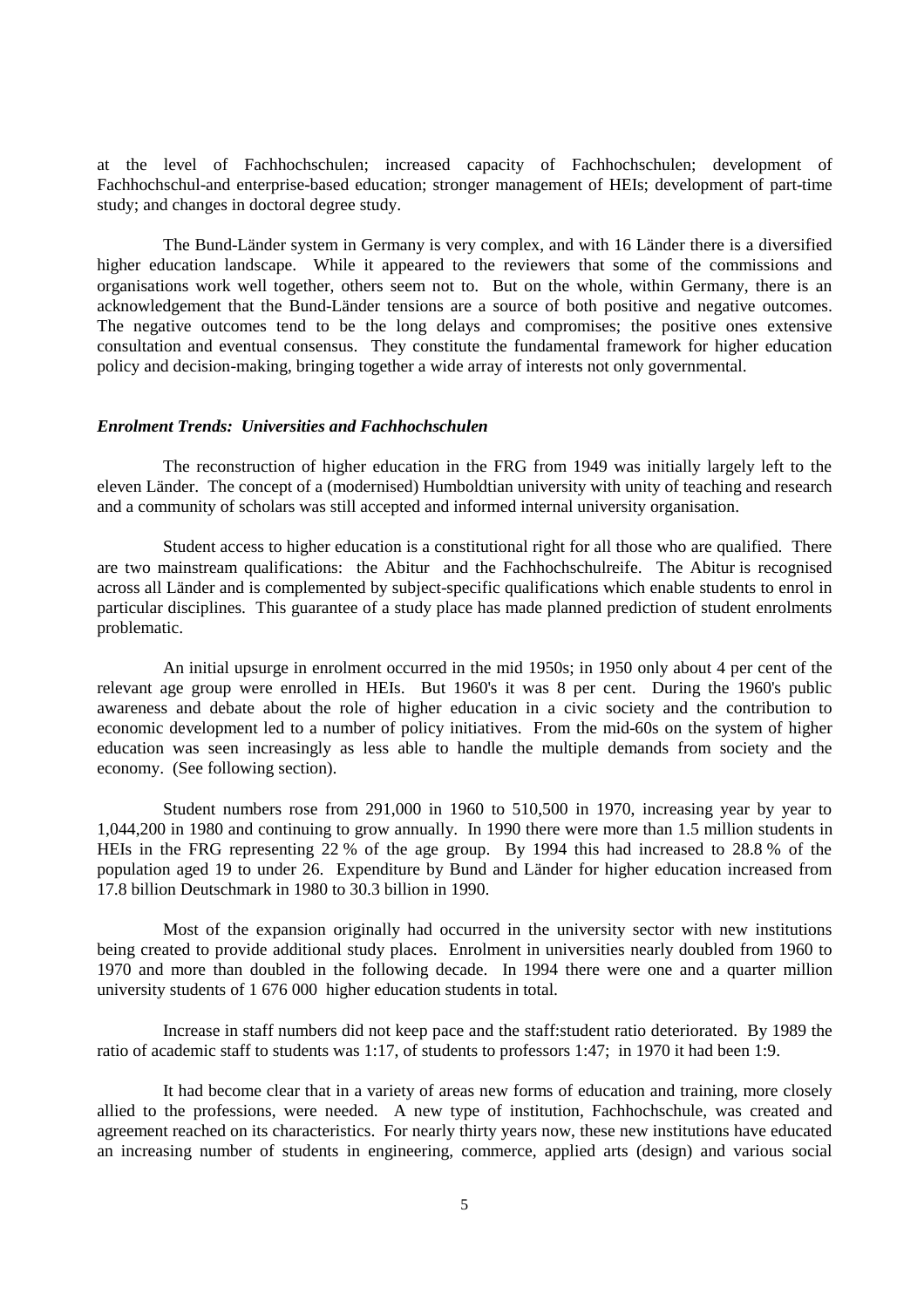at the level of Fachhochschulen; increased capacity of Fachhochschulen; development of Fachhochschul-and enterprise-based education; stronger management of HEIs; development of part-time study; and changes in doctoral degree study.

The Bund-Länder system in Germany is very complex, and with 16 Länder there is a diversified higher education landscape. While it appeared to the reviewers that some of the commissions and organisations work well together, others seem not to. But on the whole, within Germany, there is an acknowledgement that the Bund-Länder tensions are a source of both positive and negative outcomes. The negative outcomes tend to be the long delays and compromises; the positive ones extensive consultation and eventual consensus. They constitute the fundamental framework for higher education policy and decision-making, bringing together a wide array of interests not only governmental.

### *Enrolment Trends: Universities and Fachhochschulen*

The reconstruction of higher education in the FRG from 1949 was initially largely left to the eleven Länder. The concept of a (modernised) Humboldtian university with unity of teaching and research and a community of scholars was still accepted and informed internal university organisation.

Student access to higher education is a constitutional right for all those who are qualified. There are two mainstream qualifications: the Abitur and the Fachhochschulreife. The Abitur is recognised across all Länder and is complemented by subject-specific qualifications which enable students to enrol in particular disciplines. This guarantee of a study place has made planned prediction of student enrolments problematic.

An initial upsurge in enrolment occurred in the mid 1950s; in 1950 only about 4 per cent of the relevant age group were enrolled in HEIs. But 1960's it was 8 per cent. During the 1960's public awareness and debate about the role of higher education in a civic society and the contribution to economic development led to a number of policy initiatives. From the mid-60s on the system of higher education was seen increasingly as less able to handle the multiple demands from society and the economy. (See following section).

Student numbers rose from 291,000 in 1960 to 510,500 in 1970, increasing year by year to 1,044,200 in 1980 and continuing to grow annually. In 1990 there were more than 1.5 million students in HEIs in the FRG representing 22 % of the age group. By 1994 this had increased to 28.8 % of the population aged 19 to under 26. Expenditure by Bund and Länder for higher education increased from 17.8 billion Deutschmark in 1980 to 30.3 billion in 1990.

Most of the expansion originally had occurred in the university sector with new institutions being created to provide additional study places. Enrolment in universities nearly doubled from 1960 to 1970 and more than doubled in the following decade. In 1994 there were one and a quarter million university students of 1 676 000 higher education students in total.

Increase in staff numbers did not keep pace and the staff:student ratio deteriorated. By 1989 the ratio of academic staff to students was 1:17, of students to professors 1:47; in 1970 it had been 1:9.

It had become clear that in a variety of areas new forms of education and training, more closely allied to the professions, were needed. A new type of institution, Fachhochschule, was created and agreement reached on its characteristics. For nearly thirty years now, these new institutions have educated an increasing number of students in engineering, commerce, applied arts (design) and various social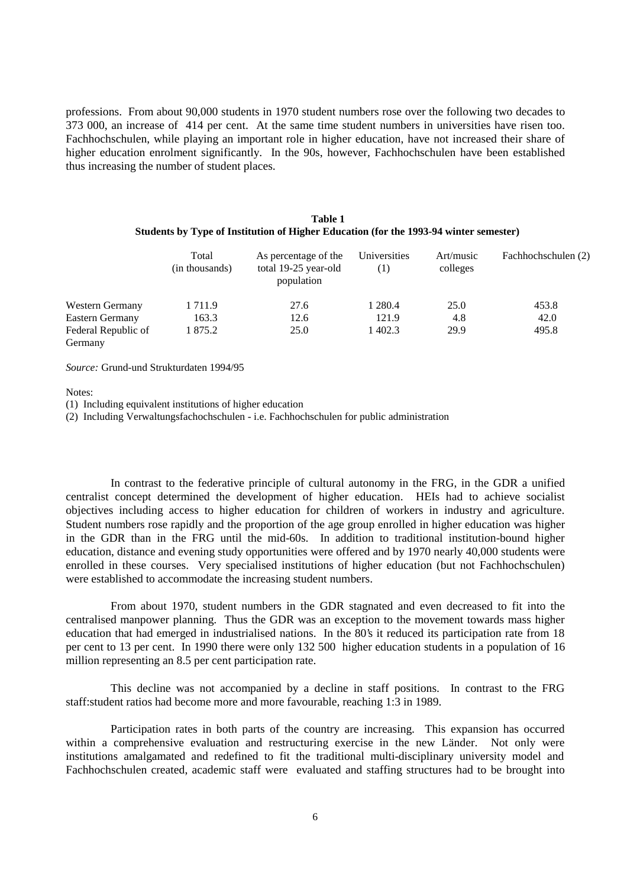professions. From about 90,000 students in 1970 student numbers rose over the following two decades to 373 000, an increase of 414 per cent. At the same time student numbers in universities have risen too. Fachhochschulen, while playing an important role in higher education, have not increased their share of higher education enrolment significantly. In the 90s, however, Fachhochschulen have been established thus increasing the number of student places.

**Table 1**
**Students by Type of Institution of Higher Education (for the 1993-94 winter semester)**

| | Total (in thousands) | As percentage of the total 19-25 year-old population | Universities (1) | Art/music colleges | Fachhochschulen (2) |
|---|---|---|---|---|---|
| Western Germany | 1 711.9 | 27.6 | 1 280.4 | 25.0 | 453.8 |
| Eastern Germany | 163.3 | 12.6 | 121.9 | 4.8 | 42.0 |
| Federal Republic of Germany | 1 875.2 | 25.0 | 1 402.3 | 29.9 | 495.8 |

*Source:* Grund-und Strukturdaten 1994/95

Notes:

(1) Including equivalent institutions of higher education

(2) Including Verwaltungsfachochschulen - i.e. Fachhochschulen for public administration

In contrast to the federative principle of cultural autonomy in the FRG, in the GDR a unified centralist concept determined the development of higher education. HEIs had to achieve socialist objectives including access to higher education for children of workers in industry and agriculture. Student numbers rose rapidly and the proportion of the age group enrolled in higher education was higher in the GDR than in the FRG until the mid-60s. In addition to traditional institution-bound higher education, distance and evening study opportunities were offered and by 1970 nearly 40,000 students were enrolled in these courses. Very specialised institutions of higher education (but not Fachhochschulen) were established to accommodate the increasing student numbers.

From about 1970, student numbers in the GDR stagnated and even decreased to fit into the centralised manpower planning. Thus the GDR was an exception to the movement towards mass higher education that had emerged in industrialised nations. In the 80's it reduced its participation rate from 18 per cent to 13 per cent. In 1990 there were only 132 500 higher education students in a population of 16 million representing an 8.5 per cent participation rate.

This decline was not accompanied by a decline in staff positions. In contrast to the FRG staff:student ratios had become more and more favourable, reaching 1:3 in 1989.

Participation rates in both parts of the country are increasing. This expansion has occurred within a comprehensive evaluation and restructuring exercise in the new Länder. Not only were institutions amalgamated and redefined to fit the traditional multi-disciplinary university model and Fachhochschulen created, academic staff were evaluated and staffing structures had to be brought into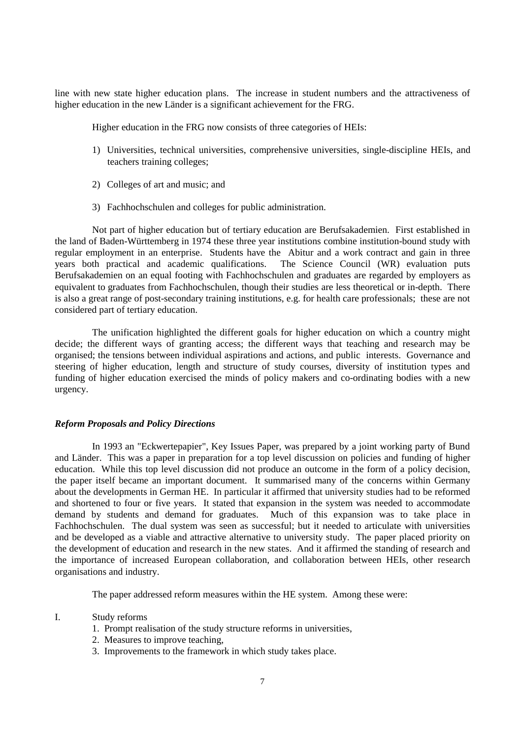line with new state higher education plans. The increase in student numbers and the attractiveness of higher education in the new Länder is a significant achievement for the FRG.

Higher education in the FRG now consists of three categories of HEIs:

1) Universities, technical universities, comprehensive universities, single-discipline HEIs, and teachers training colleges;

2) Colleges of art and music; and

3) Fachhochschulen and colleges for public administration.

Not part of higher education but of tertiary education are Berufsakademien. First established in the land of Baden-Württemberg in 1974 these three year institutions combine institution-bound study with regular employment in an enterprise. Students have the Abitur and a work contract and gain in three years both practical and academic qualifications. The Science Council (WR) evaluation puts Berufsakademien on an equal footing with Fachhochschulen and graduates are regarded by employers as equivalent to graduates from Fachhochschulen, though their studies are less theoretical or in-depth. There is also a great range of post-secondary training institutions, e.g. for health care professionals; these are not considered part of tertiary education.

The unification highlighted the different goals for higher education on which a country might decide; the different ways of granting access; the different ways that teaching and research may be organised; the tensions between individual aspirations and actions, and public interests. Governance and steering of higher education, length and structure of study courses, diversity of institution types and funding of higher education exercised the minds of policy makers and co-ordinating bodies with a new urgency.

### *Reform Proposals and Policy Directions*

In 1993 an "Eckwertepapier", Key Issues Paper, was prepared by a joint working party of Bund and Länder. This was a paper in preparation for a top level discussion on policies and funding of higher education. While this top level discussion did not produce an outcome in the form of a policy decision, the paper itself became an important document. It summarised many of the concerns within Germany about the developments in German HE. In particular it affirmed that university studies had to be reformed and shortened to four or five years. It stated that expansion in the system was needed to accommodate demand by students and demand for graduates. Much of this expansion was to take place in Fachhochschulen. The dual system was seen as successful; but it needed to articulate with universities and be developed as a viable and attractive alternative to university study. The paper placed priority on the development of education and research in the new states. And it affirmed the standing of research and the importance of increased European collaboration, and collaboration between HEIs, other research organisations and industry.

The paper addressed reform measures within the HE system. Among these were:

I. Study reforms
   1. Prompt realisation of the study structure reforms in universities,
   2. Measures to improve teaching,
   3. Improvements to the framework in which study takes place.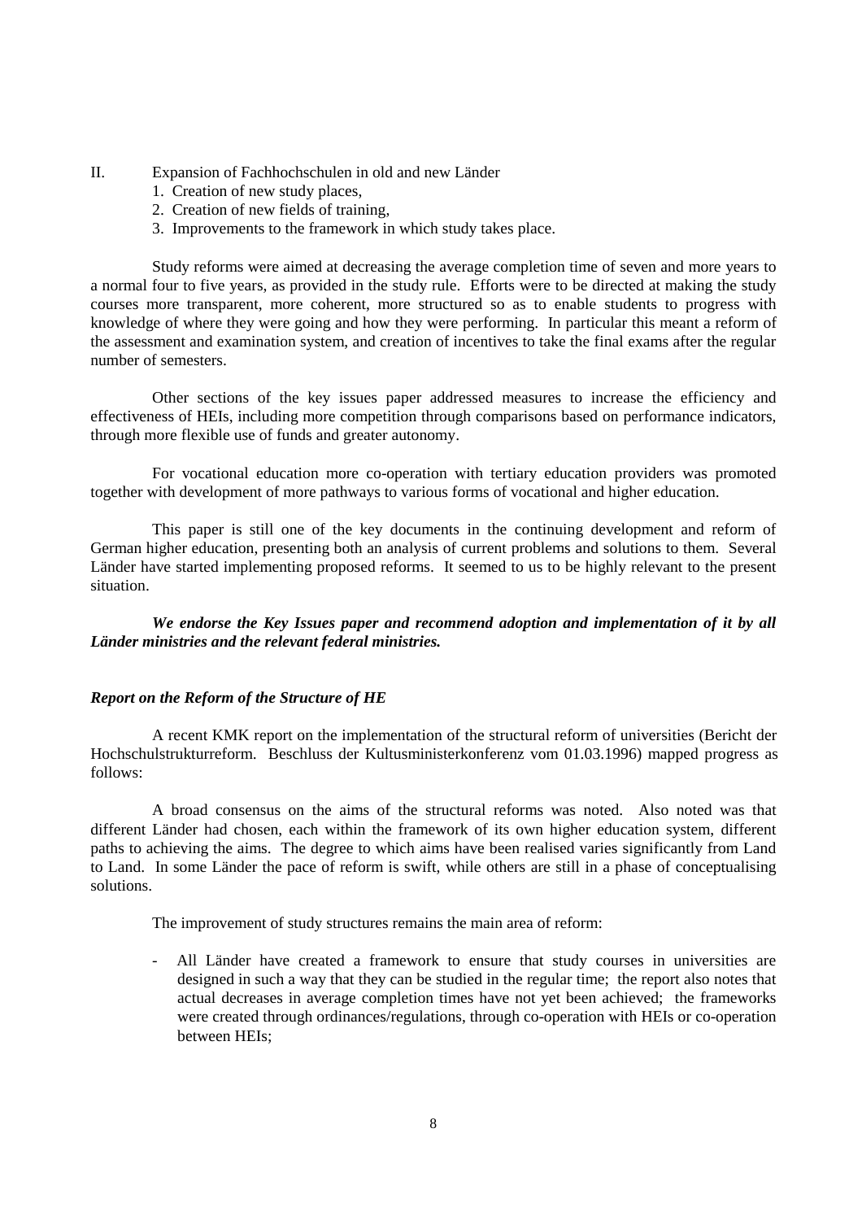II. Expansion of Fachhochschulen in old and new Länder

1. Creation of new study places,
2. Creation of new fields of training,
3. Improvements to the framework in which study takes place.

Study reforms were aimed at decreasing the average completion time of seven and more years to a normal four to five years, as provided in the study rule. Efforts were to be directed at making the study courses more transparent, more coherent, more structured so as to enable students to progress with knowledge of where they were going and how they were performing. In particular this meant a reform of the assessment and examination system, and creation of incentives to take the final exams after the regular number of semesters.

Other sections of the key issues paper addressed measures to increase the efficiency and effectiveness of HEIs, including more competition through comparisons based on performance indicators, through more flexible use of funds and greater autonomy.

For vocational education more co-operation with tertiary education providers was promoted together with development of more pathways to various forms of vocational and higher education.

This paper is still one of the key documents in the continuing development and reform of German higher education, presenting both an analysis of current problems and solutions to them. Several Länder have started implementing proposed reforms. It seemed to us to be highly relevant to the present situation.

***We endorse the Key Issues paper and recommend adoption and implementation of it by all Länder ministries and the relevant federal ministries.***

### *Report on the Reform of the Structure of HE*

A recent KMK report on the implementation of the structural reform of universities (Bericht der Hochschulstrukturreform. Beschluss der Kultusministerkonferenz vom 01.03.1996) mapped progress as follows:

A broad consensus on the aims of the structural reforms was noted. Also noted was that different Länder had chosen, each within the framework of its own higher education system, different paths to achieving the aims. The degree to which aims have been realised varies significantly from Land to Land. In some Länder the pace of reform is swift, while others are still in a phase of conceptualising solutions.

The improvement of study structures remains the main area of reform:

- All Länder have created a framework to ensure that study courses in universities are designed in such a way that they can be studied in the regular time; the report also notes that actual decreases in average completion times have not yet been achieved; the frameworks were created through ordinances/regulations, through co-operation with HEIs or co-operation between HEIs;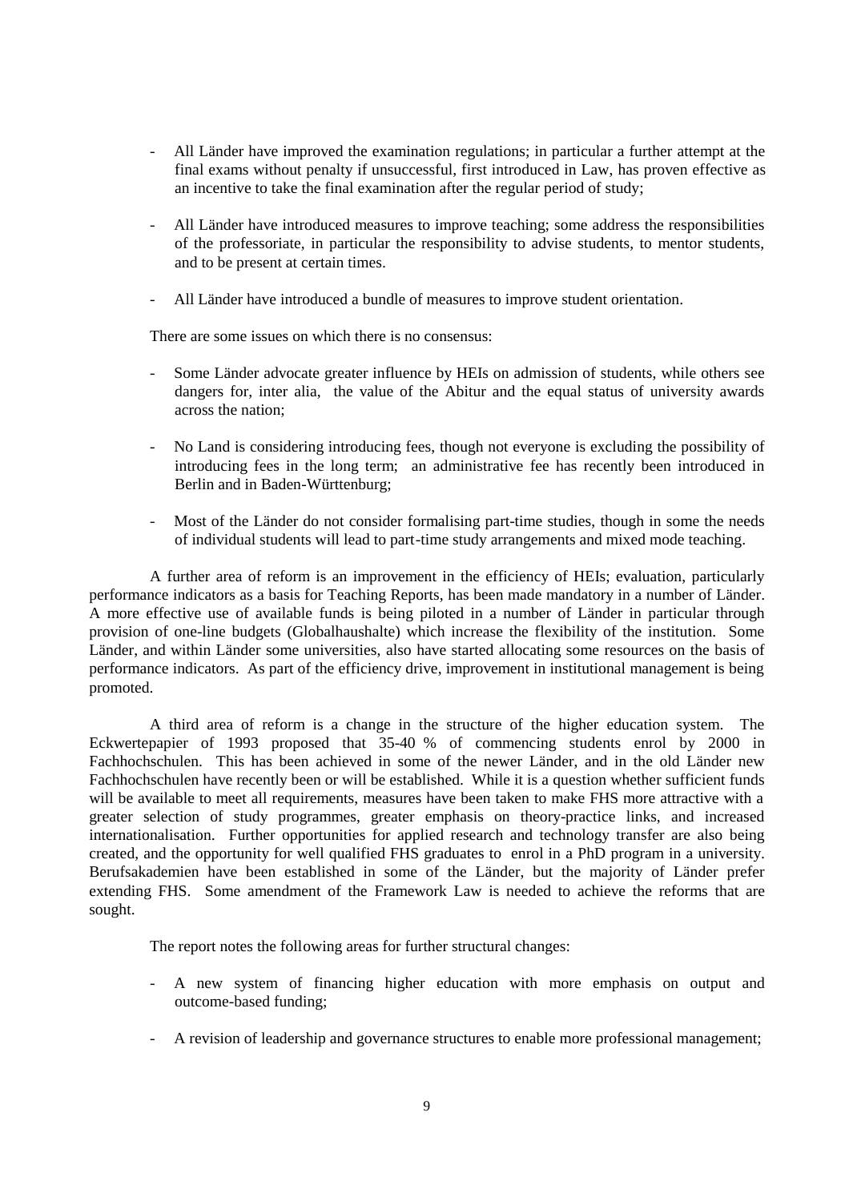- All Länder have improved the examination regulations; in particular a further attempt at the final exams without penalty if unsuccessful, first introduced in Law, has proven effective as an incentive to take the final examination after the regular period of study;

- All Länder have introduced measures to improve teaching; some address the responsibilities of the professoriate, in particular the responsibility to advise students, to mentor students, and to be present at certain times.

- All Länder have introduced a bundle of measures to improve student orientation.

There are some issues on which there is no consensus:

- Some Länder advocate greater influence by HEIs on admission of students, while others see dangers for, inter alia, the value of the Abitur and the equal status of university awards across the nation;

- No Land is considering introducing fees, though not everyone is excluding the possibility of introducing fees in the long term; an administrative fee has recently been introduced in Berlin and in Baden-Württenburg;

- Most of the Länder do not consider formalising part-time studies, though in some the needs of individual students will lead to part-time study arrangements and mixed mode teaching.

A further area of reform is an improvement in the efficiency of HEIs; evaluation, particularly performance indicators as a basis for Teaching Reports, has been made mandatory in a number of Länder. A more effective use of available funds is being piloted in a number of Länder in particular through provision of one-line budgets (Globalhaushalte) which increase the flexibility of the institution. Some Länder, and within Länder some universities, also have started allocating some resources on the basis of performance indicators. As part of the efficiency drive, improvement in institutional management is being promoted.

A third area of reform is a change in the structure of the higher education system. The Eckwertepapier of 1993 proposed that 35-40 % of commencing students enrol by 2000 in Fachhochschulen. This has been achieved in some of the newer Länder, and in the old Länder new Fachhochschulen have recently been or will be established. While it is a question whether sufficient funds will be available to meet all requirements, measures have been taken to make FHS more attractive with a greater selection of study programmes, greater emphasis on theory-practice links, and increased internationalisation. Further opportunities for applied research and technology transfer are also being created, and the opportunity for well qualified FHS graduates to enrol in a PhD program in a university. Berufsakademien have been established in some of the Länder, but the majority of Länder prefer extending FHS. Some amendment of the Framework Law is needed to achieve the reforms that are sought.

The report notes the following areas for further structural changes:

- A new system of financing higher education with more emphasis on output and outcome-based funding;

- A revision of leadership and governance structures to enable more professional management;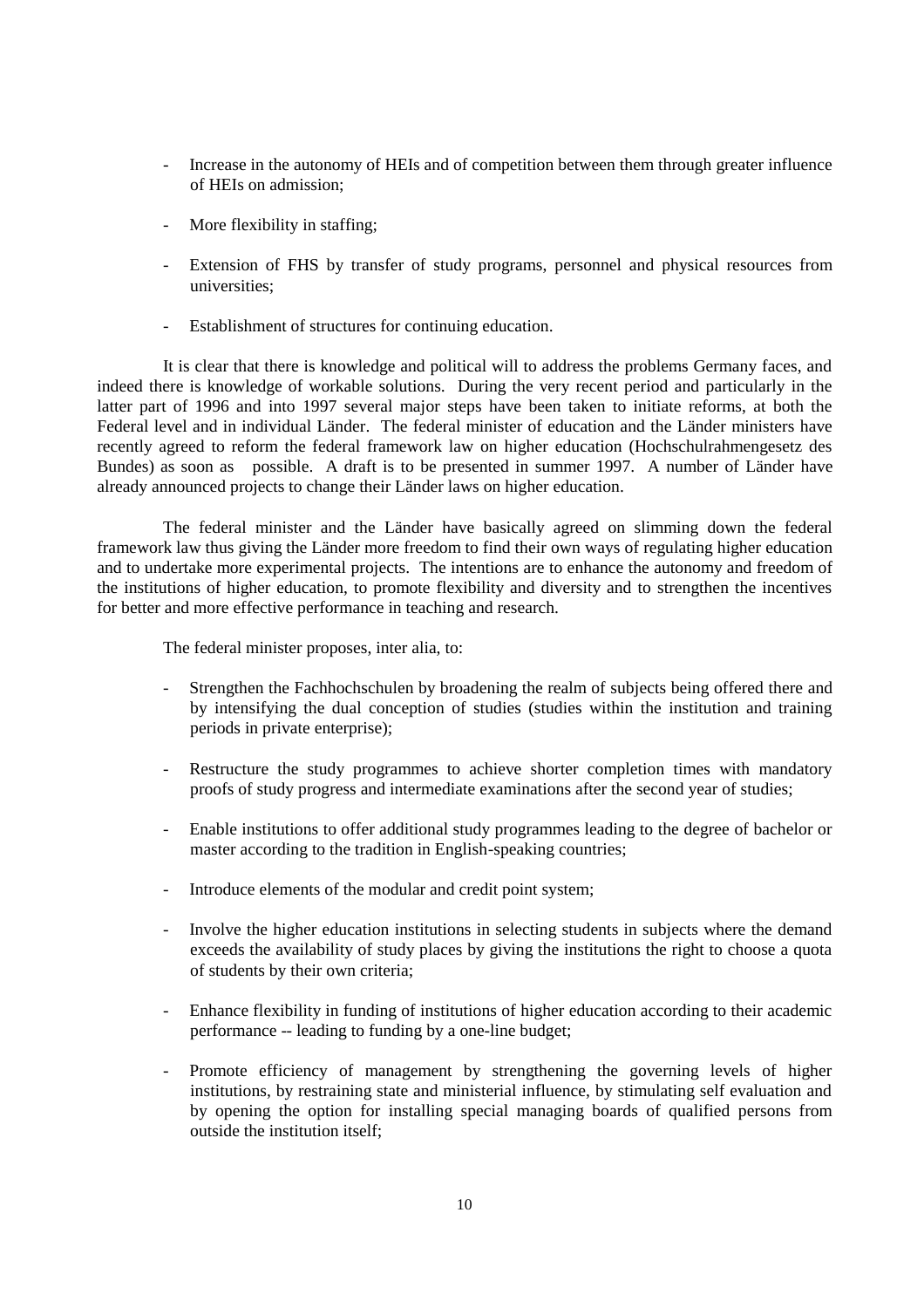- Increase in the autonomy of HEIs and of competition between them through greater influence of HEIs on admission;

- More flexibility in staffing;

- Extension of FHS by transfer of study programs, personnel and physical resources from universities;

- Establishment of structures for continuing education.

It is clear that there is knowledge and political will to address the problems Germany faces, and indeed there is knowledge of workable solutions. During the very recent period and particularly in the latter part of 1996 and into 1997 several major steps have been taken to initiate reforms, at both the Federal level and in individual Länder. The federal minister of education and the Länder ministers have recently agreed to reform the federal framework law on higher education (Hochschulrahmengesetz des Bundes) as soon as possible. A draft is to be presented in summer 1997. A number of Länder have already announced projects to change their Länder laws on higher education.

The federal minister and the Länder have basically agreed on slimming down the federal framework law thus giving the Länder more freedom to find their own ways of regulating higher education and to undertake more experimental projects. The intentions are to enhance the autonomy and freedom of the institutions of higher education, to promote flexibility and diversity and to strengthen the incentives for better and more effective performance in teaching and research.

The federal minister proposes, inter alia, to:

- Strengthen the Fachhochschulen by broadening the realm of subjects being offered there and by intensifying the dual conception of studies (studies within the institution and training periods in private enterprise);

- Restructure the study programmes to achieve shorter completion times with mandatory proofs of study progress and intermediate examinations after the second year of studies;

- Enable institutions to offer additional study programmes leading to the degree of bachelor or master according to the tradition in English-speaking countries;

- Introduce elements of the modular and credit point system;

- Involve the higher education institutions in selecting students in subjects where the demand exceeds the availability of study places by giving the institutions the right to choose a quota of students by their own criteria;

- Enhance flexibility in funding of institutions of higher education according to their academic performance -- leading to funding by a one-line budget;

- Promote efficiency of management by strengthening the governing levels of higher institutions, by restraining state and ministerial influence, by stimulating self evaluation and by opening the option for installing special managing boards of qualified persons from outside the institution itself;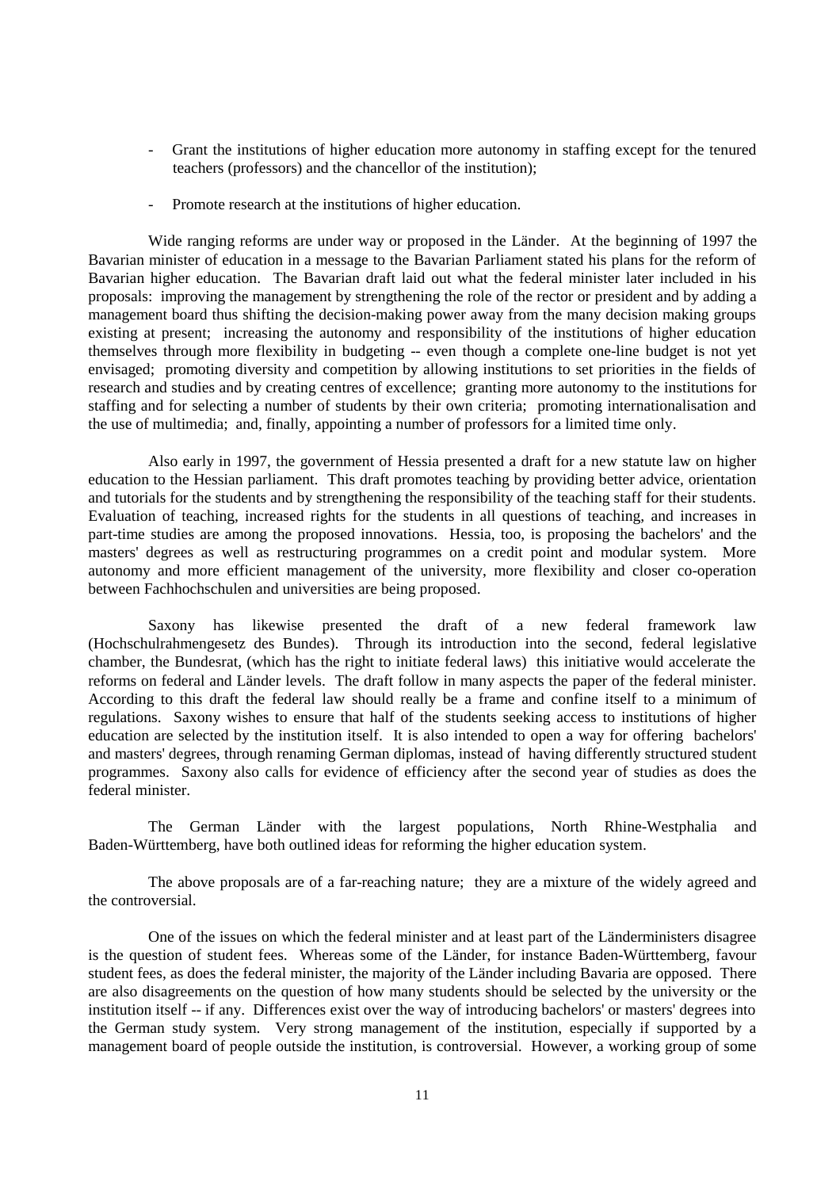- Grant the institutions of higher education more autonomy in staffing except for the tenured teachers (professors) and the chancellor of the institution);
- Promote research at the institutions of higher education.

Wide ranging reforms are under way or proposed in the Länder. At the beginning of 1997 the Bavarian minister of education in a message to the Bavarian Parliament stated his plans for the reform of Bavarian higher education. The Bavarian draft laid out what the federal minister later included in his proposals: improving the management by strengthening the role of the rector or president and by adding a management board thus shifting the decision-making power away from the many decision making groups existing at present; increasing the autonomy and responsibility of the institutions of higher education themselves through more flexibility in budgeting -- even though a complete one-line budget is not yet envisaged; promoting diversity and competition by allowing institutions to set priorities in the fields of research and studies and by creating centres of excellence; granting more autonomy to the institutions for staffing and for selecting a number of students by their own criteria; promoting internationalisation and the use of multimedia; and, finally, appointing a number of professors for a limited time only.

Also early in 1997, the government of Hessia presented a draft for a new statute law on higher education to the Hessian parliament. This draft promotes teaching by providing better advice, orientation and tutorials for the students and by strengthening the responsibility of the teaching staff for their students. Evaluation of teaching, increased rights for the students in all questions of teaching, and increases in part-time studies are among the proposed innovations. Hessia, too, is proposing the bachelors' and the masters' degrees as well as restructuring programmes on a credit point and modular system. More autonomy and more efficient management of the university, more flexibility and closer co-operation between Fachhochschulen and universities are being proposed.

Saxony has likewise presented the draft of a new federal framework law (Hochschulrahmengesetz des Bundes). Through its introduction into the second, federal legislative chamber, the Bundesrat, (which has the right to initiate federal laws) this initiative would accelerate the reforms on federal and Länder levels. The draft follow in many aspects the paper of the federal minister. According to this draft the federal law should really be a frame and confine itself to a minimum of regulations. Saxony wishes to ensure that half of the students seeking access to institutions of higher education are selected by the institution itself. It is also intended to open a way for offering bachelors' and masters' degrees, through renaming German diplomas, instead of having differently structured student programmes. Saxony also calls for evidence of efficiency after the second year of studies as does the federal minister.

The German Länder with the largest populations, North Rhine-Westphalia and Baden-Württemberg, have both outlined ideas for reforming the higher education system.

The above proposals are of a far-reaching nature; they are a mixture of the widely agreed and the controversial.

One of the issues on which the federal minister and at least part of the Länderministers disagree is the question of student fees. Whereas some of the Länder, for instance Baden-Württemberg, favour student fees, as does the federal minister, the majority of the Länder including Bavaria are opposed. There are also disagreements on the question of how many students should be selected by the university or the institution itself -- if any. Differences exist over the way of introducing bachelors' or masters' degrees into the German study system. Very strong management of the institution, especially if supported by a management board of people outside the institution, is controversial. However, a working group of some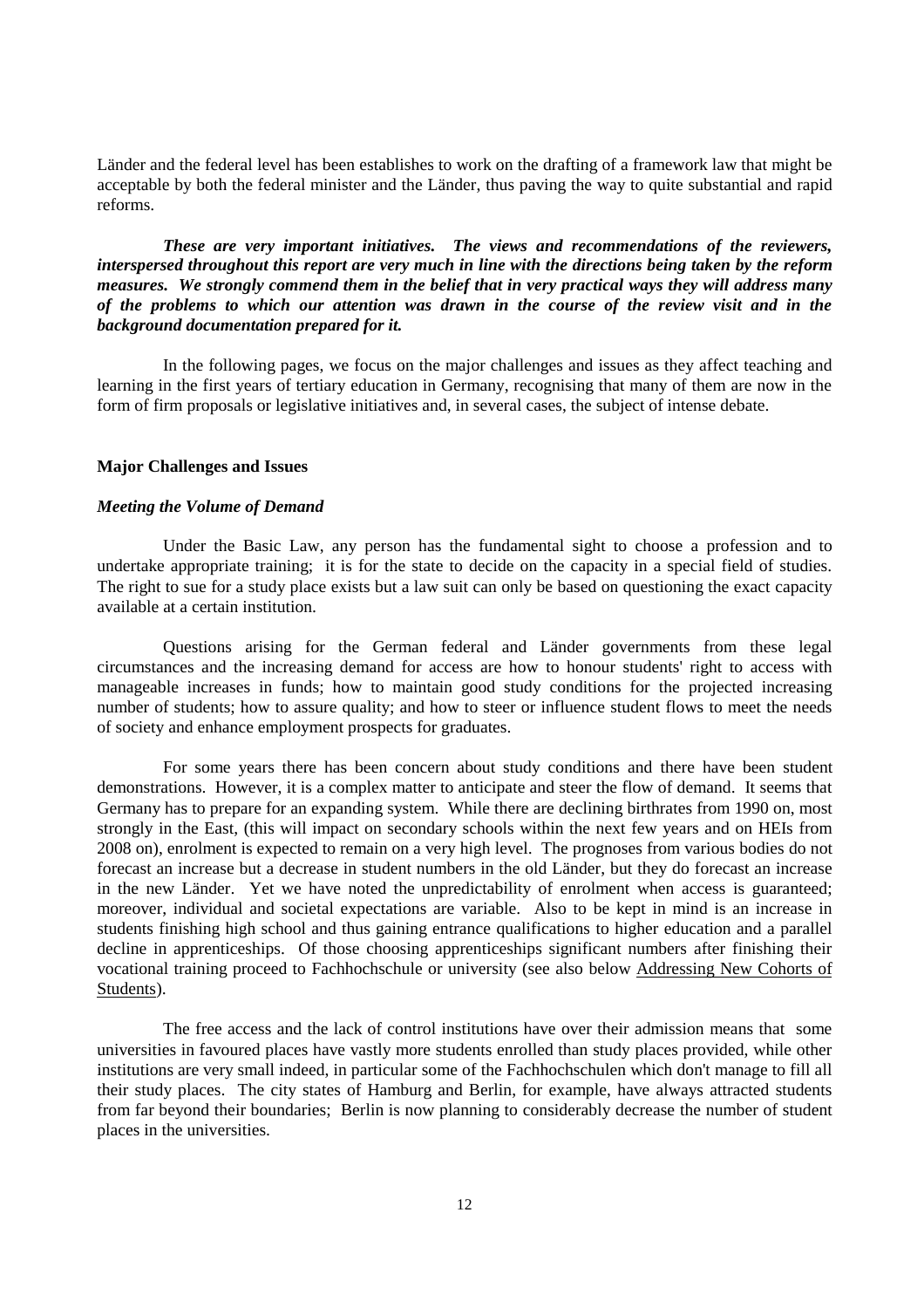Länder and the federal level has been establishes to work on the drafting of a framework law that might be acceptable by both the federal minister and the Länder, thus paving the way to quite substantial and rapid reforms.

***These are very important initiatives. The views and recommendations of the reviewers, interspersed throughout this report are very much in line with the directions being taken by the reform measures. We strongly commend them in the belief that in very practical ways they will address many of the problems to which our attention was drawn in the course of the review visit and in the background documentation prepared for it.***

In the following pages, we focus on the major challenges and issues as they affect teaching and learning in the first years of tertiary education in Germany, recognising that many of them are now in the form of firm proposals or legislative initiatives and, in several cases, the subject of intense debate.

**Major Challenges and Issues**

***Meeting the Volume of Demand***

Under the Basic Law, any person has the fundamental sight to choose a profession and to undertake appropriate training; it is for the state to decide on the capacity in a special field of studies. The right to sue for a study place exists but a law suit can only be based on questioning the exact capacity available at a certain institution.

Questions arising for the German federal and Länder governments from these legal circumstances and the increasing demand for access are how to honour students' right to access with manageable increases in funds; how to maintain good study conditions for the projected increasing number of students; how to assure quality; and how to steer or influence student flows to meet the needs of society and enhance employment prospects for graduates.

For some years there has been concern about study conditions and there have been student demonstrations. However, it is a complex matter to anticipate and steer the flow of demand. It seems that Germany has to prepare for an expanding system. While there are declining birthrates from 1990 on, most strongly in the East, (this will impact on secondary schools within the next few years and on HEIs from 2008 on), enrolment is expected to remain on a very high level. The prognoses from various bodies do not forecast an increase but a decrease in student numbers in the old Länder, but they do forecast an increase in the new Länder. Yet we have noted the unpredictability of enrolment when access is guaranteed; moreover, individual and societal expectations are variable. Also to be kept in mind is an increase in students finishing high school and thus gaining entrance qualifications to higher education and a parallel decline in apprenticeships. Of those choosing apprenticeships significant numbers after finishing their vocational training proceed to Fachhochschule or university (see also below Addressing New Cohorts of Students).

The free access and the lack of control institutions have over their admission means that some universities in favoured places have vastly more students enrolled than study places provided, while other institutions are very small indeed, in particular some of the Fachhochschulen which don't manage to fill all their study places. The city states of Hamburg and Berlin, for example, have always attracted students from far beyond their boundaries; Berlin is now planning to considerably decrease the number of student places in the universities.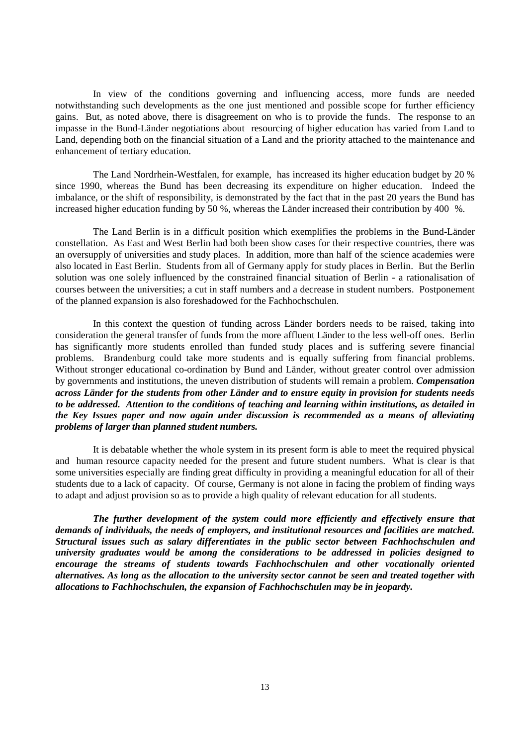In view of the conditions governing and influencing access, more funds are needed notwithstanding such developments as the one just mentioned and possible scope for further efficiency gains. But, as noted above, there is disagreement on who is to provide the funds. The response to an impasse in the Bund-Länder negotiations about resourcing of higher education has varied from Land to Land, depending both on the financial situation of a Land and the priority attached to the maintenance and enhancement of tertiary education.

The Land Nordrhein-Westfalen, for example, has increased its higher education budget by 20 % since 1990, whereas the Bund has been decreasing its expenditure on higher education. Indeed the imbalance, or the shift of responsibility, is demonstrated by the fact that in the past 20 years the Bund has increased higher education funding by 50 %, whereas the Länder increased their contribution by 400 %.

The Land Berlin is in a difficult position which exemplifies the problems in the Bund-Länder constellation. As East and West Berlin had both been show cases for their respective countries, there was an oversupply of universities and study places. In addition, more than half of the science academies were also located in East Berlin. Students from all of Germany apply for study places in Berlin. But the Berlin solution was one solely influenced by the constrained financial situation of Berlin - a rationalisation of courses between the universities; a cut in staff numbers and a decrease in student numbers. Postponement of the planned expansion is also foreshadowed for the Fachhochschulen.

In this context the question of funding across Länder borders needs to be raised, taking into consideration the general transfer of funds from the more affluent Länder to the less well-off ones. Berlin has significantly more students enrolled than funded study places and is suffering severe financial problems. Brandenburg could take more students and is equally suffering from financial problems. Without stronger educational co-ordination by Bund and Länder, without greater control over admission by governments and institutions, the uneven distribution of students will remain a problem. ***Compensation across Länder for the students from other Länder and to ensure equity in provision for students needs to be addressed. Attention to the conditions of teaching and learning within institutions, as detailed in the Key Issues paper and now again under discussion is recommended as a means of alleviating problems of larger than planned student numbers.***

It is debatable whether the whole system in its present form is able to meet the required physical and human resource capacity needed for the present and future student numbers. What is clear is that some universities especially are finding great difficulty in providing a meaningful education for all of their students due to a lack of capacity. Of course, Germany is not alone in facing the problem of finding ways to adapt and adjust provision so as to provide a high quality of relevant education for all students.

***The further development of the system could more efficiently and effectively ensure that demands of individuals, the needs of employers, and institutional resources and facilities are matched. Structural issues such as salary differentiates in the public sector between Fachhochschulen and university graduates would be among the considerations to be addressed in policies designed to encourage the streams of students towards Fachhochschulen and other vocationally oriented alternatives. As long as the allocation to the university sector cannot be seen and treated together with allocations to Fachhochschulen, the expansion of Fachhochschulen may be in jeopardy.***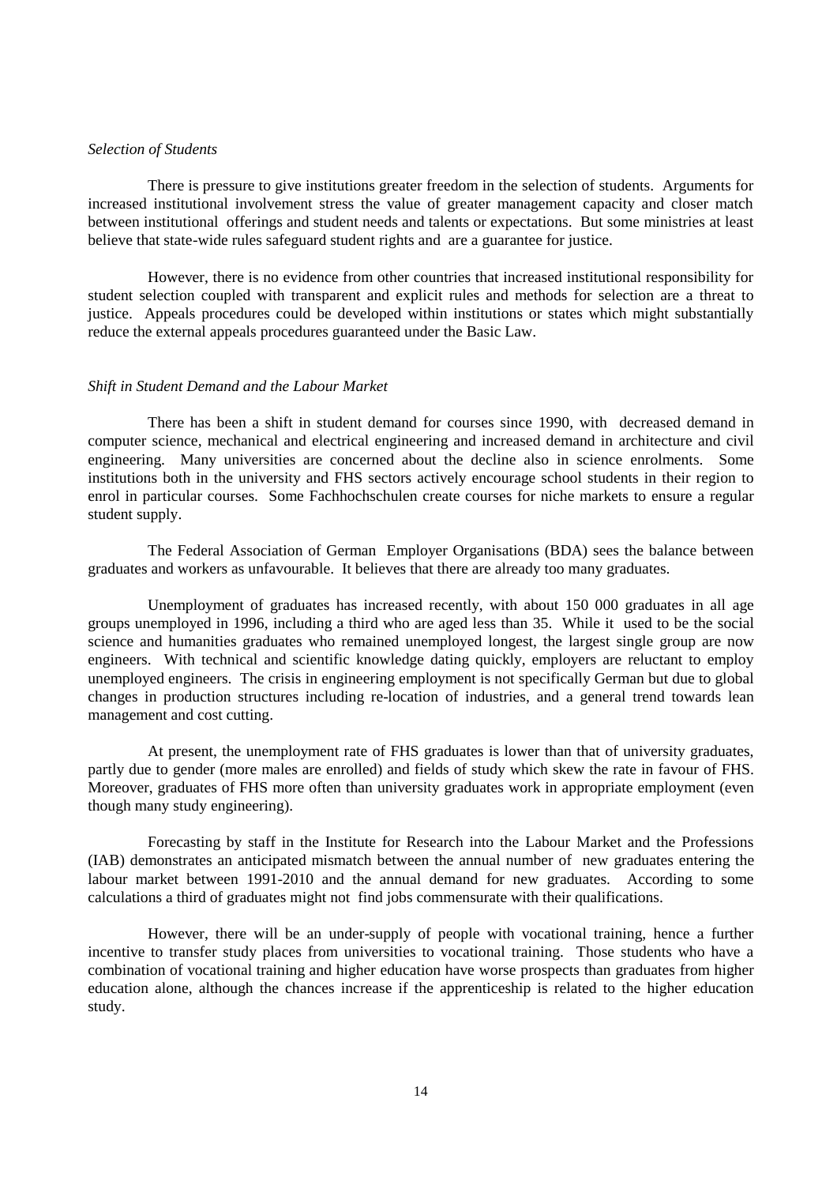*Selection of Students*

There is pressure to give institutions greater freedom in the selection of students. Arguments for increased institutional involvement stress the value of greater management capacity and closer match between institutional offerings and student needs and talents or expectations. But some ministries at least believe that state-wide rules safeguard student rights and are a guarantee for justice.

However, there is no evidence from other countries that increased institutional responsibility for student selection coupled with transparent and explicit rules and methods for selection are a threat to justice. Appeals procedures could be developed within institutions or states which might substantially reduce the external appeals procedures guaranteed under the Basic Law.

*Shift in Student Demand and the Labour Market*

There has been a shift in student demand for courses since 1990, with decreased demand in computer science, mechanical and electrical engineering and increased demand in architecture and civil engineering. Many universities are concerned about the decline also in science enrolments. Some institutions both in the university and FHS sectors actively encourage school students in their region to enrol in particular courses. Some Fachhochschulen create courses for niche markets to ensure a regular student supply.

The Federal Association of German Employer Organisations (BDA) sees the balance between graduates and workers as unfavourable. It believes that there are already too many graduates.

Unemployment of graduates has increased recently, with about 150 000 graduates in all age groups unemployed in 1996, including a third who are aged less than 35. While it used to be the social science and humanities graduates who remained unemployed longest, the largest single group are now engineers. With technical and scientific knowledge dating quickly, employers are reluctant to employ unemployed engineers. The crisis in engineering employment is not specifically German but due to global changes in production structures including re-location of industries, and a general trend towards lean management and cost cutting.

At present, the unemployment rate of FHS graduates is lower than that of university graduates, partly due to gender (more males are enrolled) and fields of study which skew the rate in favour of FHS. Moreover, graduates of FHS more often than university graduates work in appropriate employment (even though many study engineering).

Forecasting by staff in the Institute for Research into the Labour Market and the Professions (IAB) demonstrates an anticipated mismatch between the annual number of new graduates entering the labour market between 1991-2010 and the annual demand for new graduates. According to some calculations a third of graduates might not find jobs commensurate with their qualifications.

However, there will be an under-supply of people with vocational training, hence a further incentive to transfer study places from universities to vocational training. Those students who have a combination of vocational training and higher education have worse prospects than graduates from higher education alone, although the chances increase if the apprenticeship is related to the higher education study.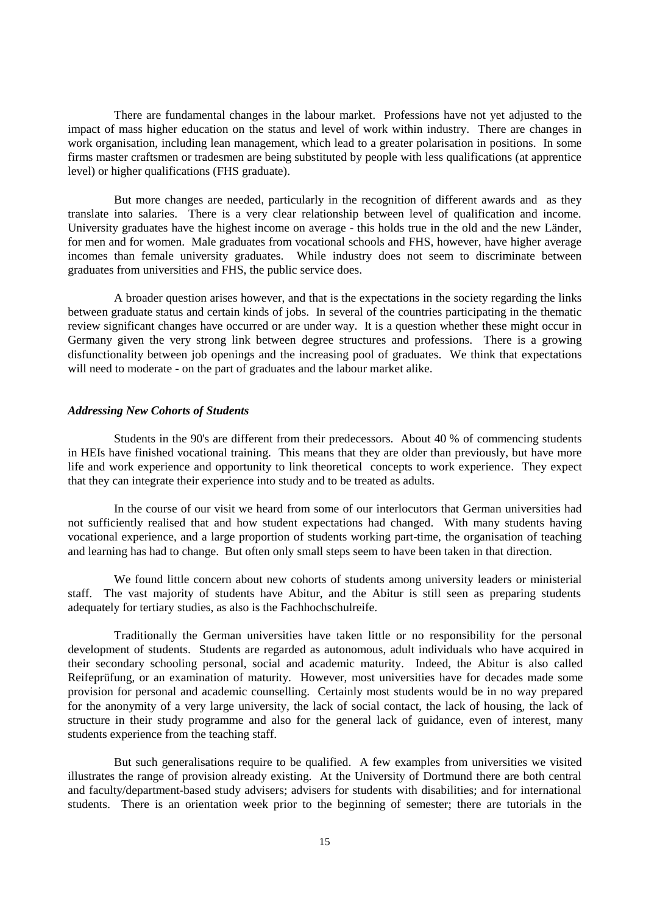There are fundamental changes in the labour market. Professions have not yet adjusted to the impact of mass higher education on the status and level of work within industry. There are changes in work organisation, including lean management, which lead to a greater polarisation in positions. In some firms master craftsmen or tradesmen are being substituted by people with less qualifications (at apprentice level) or higher qualifications (FHS graduate).

But more changes are needed, particularly in the recognition of different awards and as they translate into salaries. There is a very clear relationship between level of qualification and income. University graduates have the highest income on average - this holds true in the old and the new Länder, for men and for women. Male graduates from vocational schools and FHS, however, have higher average incomes than female university graduates. While industry does not seem to discriminate between graduates from universities and FHS, the public service does.

A broader question arises however, and that is the expectations in the society regarding the links between graduate status and certain kinds of jobs. In several of the countries participating in the thematic review significant changes have occurred or are under way. It is a question whether these might occur in Germany given the very strong link between degree structures and professions. There is a growing disfunctionality between job openings and the increasing pool of graduates. We think that expectations will need to moderate - on the part of graduates and the labour market alike.

### *Addressing New Cohorts of Students*

Students in the 90's are different from their predecessors. About 40 % of commencing students in HEIs have finished vocational training. This means that they are older than previously, but have more life and work experience and opportunity to link theoretical concepts to work experience. They expect that they can integrate their experience into study and to be treated as adults.

In the course of our visit we heard from some of our interlocutors that German universities had not sufficiently realised that and how student expectations had changed. With many students having vocational experience, and a large proportion of students working part-time, the organisation of teaching and learning has had to change. But often only small steps seem to have been taken in that direction.

We found little concern about new cohorts of students among university leaders or ministerial staff. The vast majority of students have Abitur, and the Abitur is still seen as preparing students adequately for tertiary studies, as also is the Fachhochschulreife.

Traditionally the German universities have taken little or no responsibility for the personal development of students. Students are regarded as autonomous, adult individuals who have acquired in their secondary schooling personal, social and academic maturity. Indeed, the Abitur is also called Reifeprüfung, or an examination of maturity. However, most universities have for decades made some provision for personal and academic counselling. Certainly most students would be in no way prepared for the anonymity of a very large university, the lack of social contact, the lack of housing, the lack of structure in their study programme and also for the general lack of guidance, even of interest, many students experience from the teaching staff.

But such generalisations require to be qualified. A few examples from universities we visited illustrates the range of provision already existing. At the University of Dortmund there are both central and faculty/department-based study advisers; advisers for students with disabilities; and for international students. There is an orientation week prior to the beginning of semester; there are tutorials in the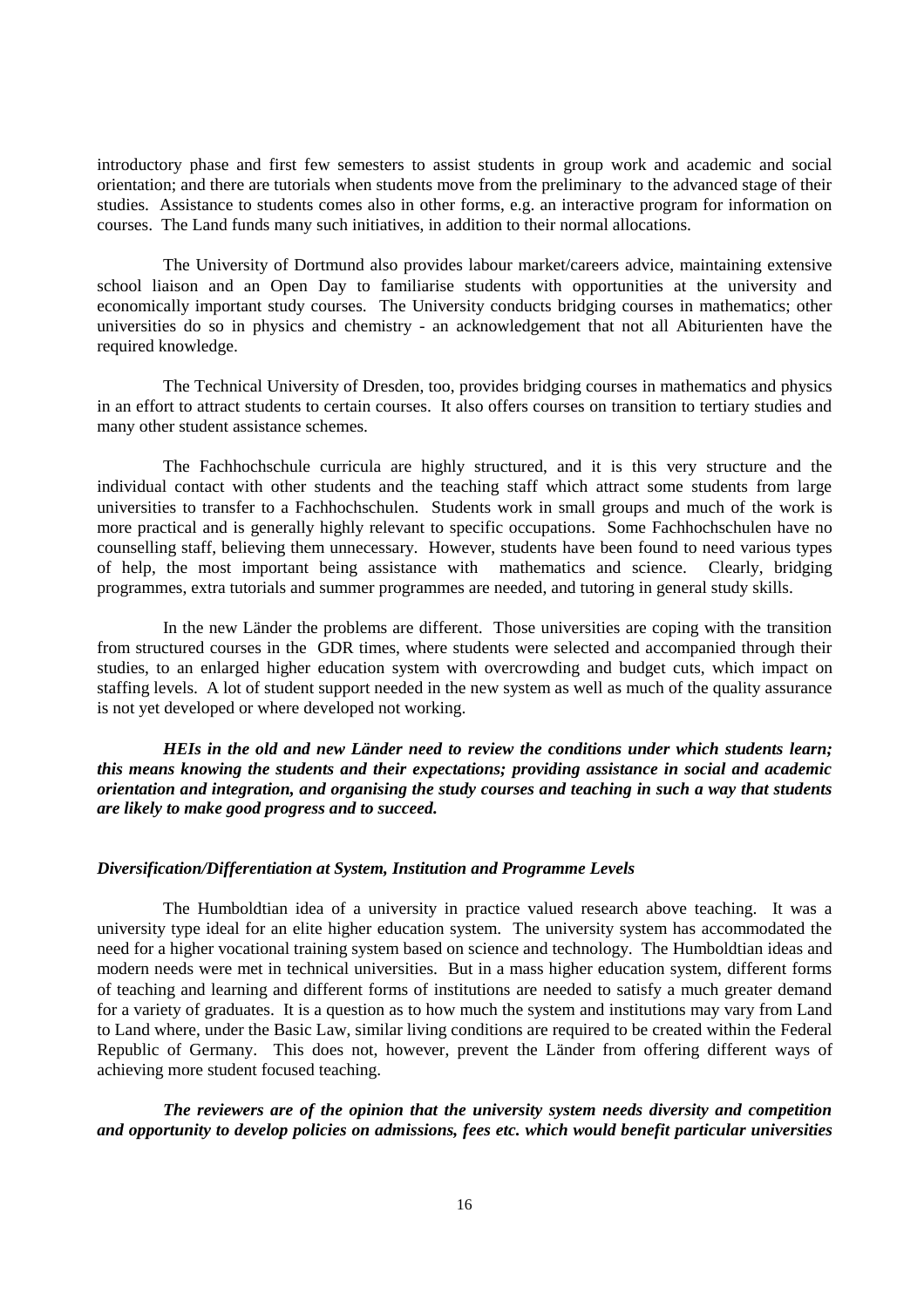introductory phase and first few semesters to assist students in group work and academic and social orientation; and there are tutorials when students move from the preliminary to the advanced stage of their studies. Assistance to students comes also in other forms, e.g. an interactive program for information on courses. The Land funds many such initiatives, in addition to their normal allocations.

The University of Dortmund also provides labour market/careers advice, maintaining extensive school liaison and an Open Day to familiarise students with opportunities at the university and economically important study courses. The University conducts bridging courses in mathematics; other universities do so in physics and chemistry - an acknowledgement that not all Abiturienten have the required knowledge.

The Technical University of Dresden, too, provides bridging courses in mathematics and physics in an effort to attract students to certain courses. It also offers courses on transition to tertiary studies and many other student assistance schemes.

The Fachhochschule curricula are highly structured, and it is this very structure and the individual contact with other students and the teaching staff which attract some students from large universities to transfer to a Fachhochschulen. Students work in small groups and much of the work is more practical and is generally highly relevant to specific occupations. Some Fachhochschulen have no counselling staff, believing them unnecessary. However, students have been found to need various types of help, the most important being assistance with mathematics and science. Clearly, bridging programmes, extra tutorials and summer programmes are needed, and tutoring in general study skills.

In the new Länder the problems are different. Those universities are coping with the transition from structured courses in the GDR times, where students were selected and accompanied through their studies, to an enlarged higher education system with overcrowding and budget cuts, which impact on staffing levels. A lot of student support needed in the new system as well as much of the quality assurance is not yet developed or where developed not working.

***HEIs in the old and new Länder need to review the conditions under which students learn; this means knowing the students and their expectations; providing assistance in social and academic orientation and integration, and organising the study courses and teaching in such a way that students are likely to make good progress and to succeed.***

### *Diversification/Differentiation at System, Institution and Programme Levels*

The Humboldtian idea of a university in practice valued research above teaching. It was a university type ideal for an elite higher education system. The university system has accommodated the need for a higher vocational training system based on science and technology. The Humboldtian ideas and modern needs were met in technical universities. But in a mass higher education system, different forms of teaching and learning and different forms of institutions are needed to satisfy a much greater demand for a variety of graduates. It is a question as to how much the system and institutions may vary from Land to Land where, under the Basic Law, similar living conditions are required to be created within the Federal Republic of Germany. This does not, however, prevent the Länder from offering different ways of achieving more student focused teaching.

***The reviewers are of the opinion that the university system needs diversity and competition and opportunity to develop policies on admissions, fees etc. which would benefit particular universities***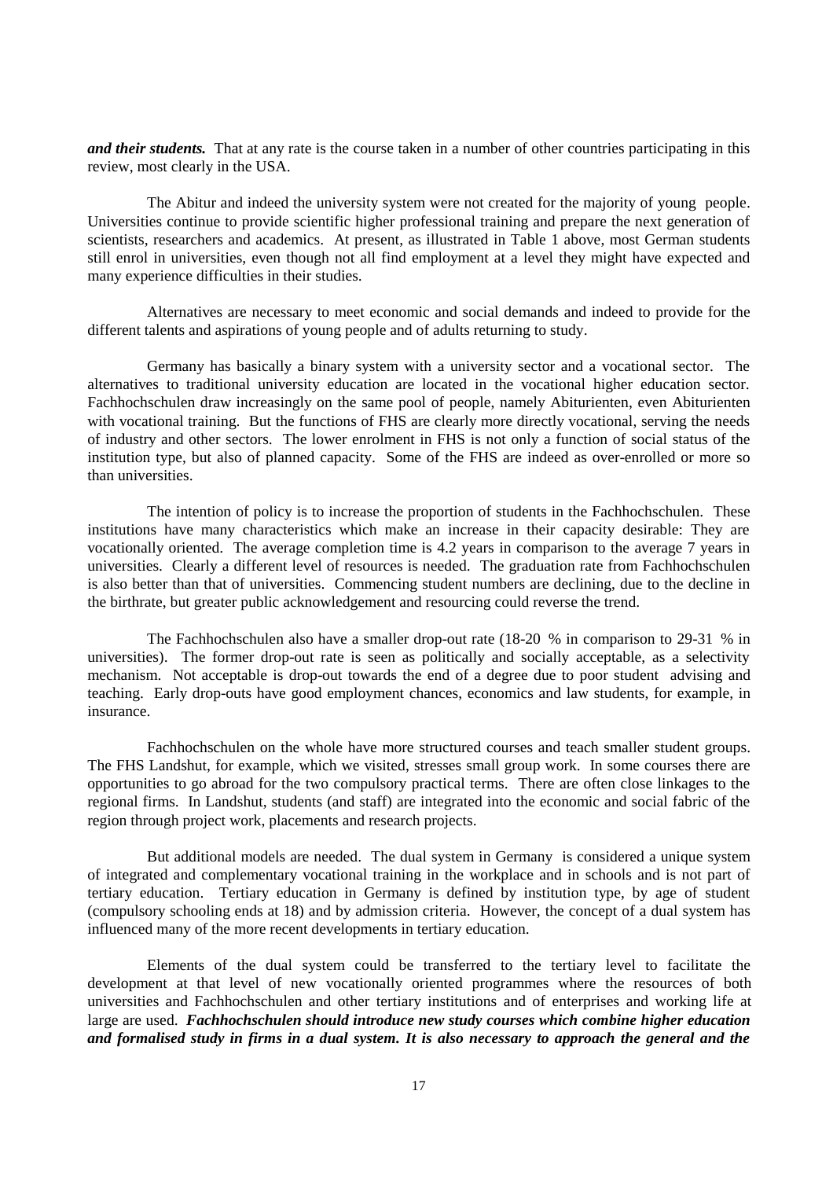***and their students.*** That at any rate is the course taken in a number of other countries participating in this review, most clearly in the USA.

The Abitur and indeed the university system were not created for the majority of young people. Universities continue to provide scientific higher professional training and prepare the next generation of scientists, researchers and academics. At present, as illustrated in Table 1 above, most German students still enrol in universities, even though not all find employment at a level they might have expected and many experience difficulties in their studies.

Alternatives are necessary to meet economic and social demands and indeed to provide for the different talents and aspirations of young people and of adults returning to study.

Germany has basically a binary system with a university sector and a vocational sector. The alternatives to traditional university education are located in the vocational higher education sector. Fachhochschulen draw increasingly on the same pool of people, namely Abiturienten, even Abiturienten with vocational training. But the functions of FHS are clearly more directly vocational, serving the needs of industry and other sectors. The lower enrolment in FHS is not only a function of social status of the institution type, but also of planned capacity. Some of the FHS are indeed as over-enrolled or more so than universities.

The intention of policy is to increase the proportion of students in the Fachhochschulen. These institutions have many characteristics which make an increase in their capacity desirable: They are vocationally oriented. The average completion time is 4.2 years in comparison to the average 7 years in universities. Clearly a different level of resources is needed. The graduation rate from Fachhochschulen is also better than that of universities. Commencing student numbers are declining, due to the decline in the birthrate, but greater public acknowledgement and resourcing could reverse the trend.

The Fachhochschulen also have a smaller drop-out rate (18-20 % in comparison to 29-31 % in universities). The former drop-out rate is seen as politically and socially acceptable, as a selectivity mechanism. Not acceptable is drop-out towards the end of a degree due to poor student advising and teaching. Early drop-outs have good employment chances, economics and law students, for example, in insurance.

Fachhochschulen on the whole have more structured courses and teach smaller student groups. The FHS Landshut, for example, which we visited, stresses small group work. In some courses there are opportunities to go abroad for the two compulsory practical terms. There are often close linkages to the regional firms. In Landshut, students (and staff) are integrated into the economic and social fabric of the region through project work, placements and research projects.

But additional models are needed. The dual system in Germany is considered a unique system of integrated and complementary vocational training in the workplace and in schools and is not part of tertiary education. Tertiary education in Germany is defined by institution type, by age of student (compulsory schooling ends at 18) and by admission criteria. However, the concept of a dual system has influenced many of the more recent developments in tertiary education.

Elements of the dual system could be transferred to the tertiary level to facilitate the development at that level of new vocationally oriented programmes where the resources of both universities and Fachhochschulen and other tertiary institutions and of enterprises and working life at large are used. ***Fachhochschulen should introduce new study courses which combine higher education and formalised study in firms in a dual system. It is also necessary to approach the general and the***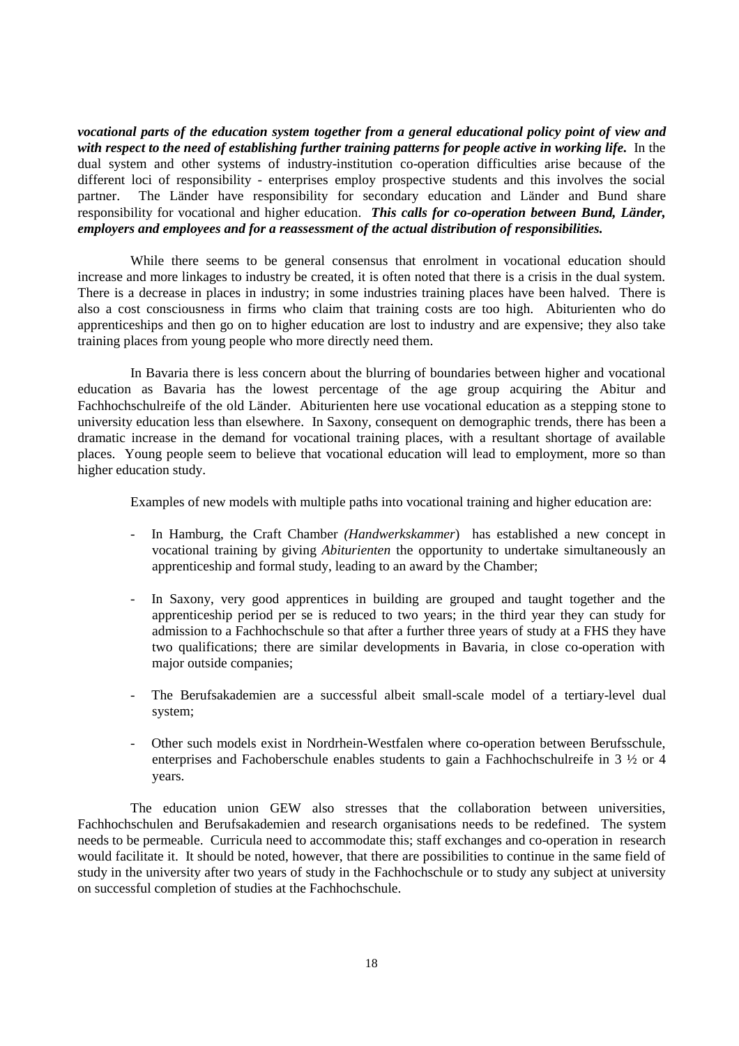***vocational parts of the education system together from a general educational policy point of view and with respect to the need of establishing further training patterns for people active in working life.*** In the dual system and other systems of industry-institution co-operation difficulties arise because of the different loci of responsibility - enterprises employ prospective students and this involves the social partner. The Länder have responsibility for secondary education and Länder and Bund share responsibility for vocational and higher education. ***This calls for co-operation between Bund, Länder, employers and employees and for a reassessment of the actual distribution of responsibilities.***

While there seems to be general consensus that enrolment in vocational education should increase and more linkages to industry be created, it is often noted that there is a crisis in the dual system. There is a decrease in places in industry; in some industries training places have been halved. There is also a cost consciousness in firms who claim that training costs are too high. Abiturienten who do apprenticeships and then go on to higher education are lost to industry and are expensive; they also take training places from young people who more directly need them.

In Bavaria there is less concern about the blurring of boundaries between higher and vocational education as Bavaria has the lowest percentage of the age group acquiring the Abitur and Fachhochschulreife of the old Länder. Abiturienten here use vocational education as a stepping stone to university education less than elsewhere. In Saxony, consequent on demographic trends, there has been a dramatic increase in the demand for vocational training places, with a resultant shortage of available places. Young people seem to believe that vocational education will lead to employment, more so than higher education study.

Examples of new models with multiple paths into vocational training and higher education are:

- In Hamburg, the Craft Chamber *(Handwerkskammer*) has established a new concept in vocational training by giving *Abiturienten* the opportunity to undertake simultaneously an apprenticeship and formal study, leading to an award by the Chamber;

- In Saxony, very good apprentices in building are grouped and taught together and the apprenticeship period per se is reduced to two years; in the third year they can study for admission to a Fachhochschule so that after a further three years of study at a FHS they have two qualifications; there are similar developments in Bavaria, in close co-operation with major outside companies;

- The Berufsakademien are a successful albeit small-scale model of a tertiary-level dual system;

- Other such models exist in Nordrhein-Westfalen where co-operation between Berufsschule, enterprises and Fachoberschule enables students to gain a Fachhochschulreife in 3 ½ or 4 years.

The education union GEW also stresses that the collaboration between universities, Fachhochschulen and Berufsakademien and research organisations needs to be redefined. The system needs to be permeable. Curricula need to accommodate this; staff exchanges and co-operation in research would facilitate it. It should be noted, however, that there are possibilities to continue in the same field of study in the university after two years of study in the Fachhochschule or to study any subject at university on successful completion of studies at the Fachhochschule.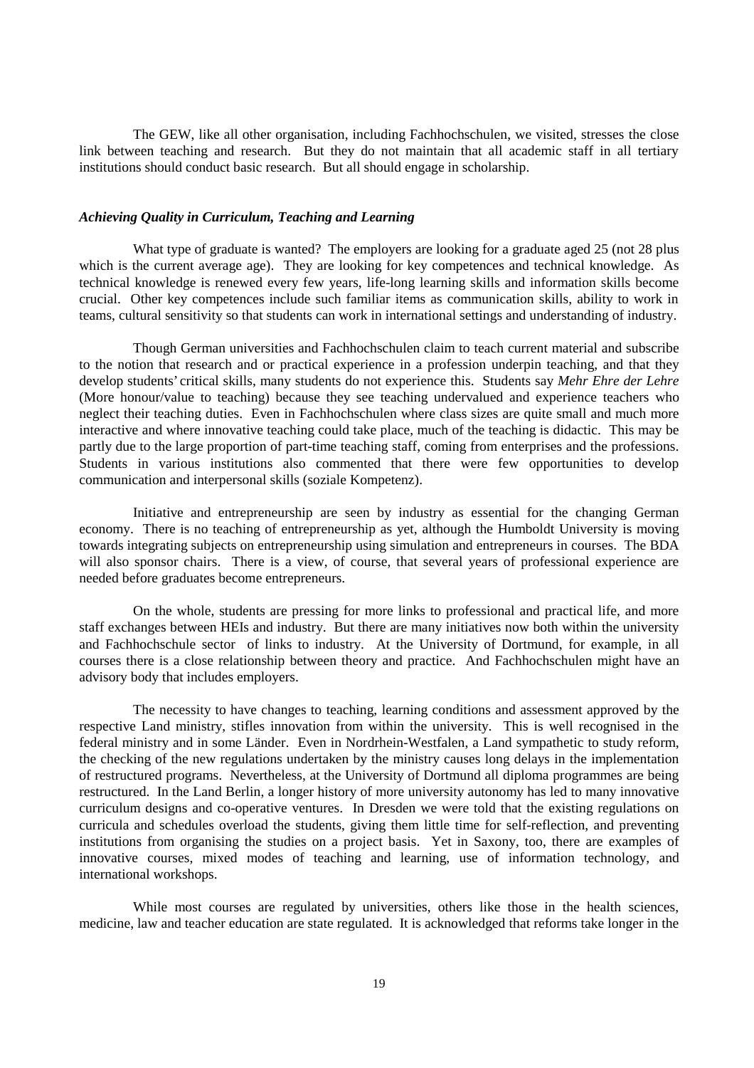The GEW, like all other organisation, including Fachhochschulen, we visited, stresses the close link between teaching and research. But they do not maintain that all academic staff in all tertiary institutions should conduct basic research. But all should engage in scholarship.

### *Achieving Quality in Curriculum, Teaching and Learning*

What type of graduate is wanted? The employers are looking for a graduate aged 25 (not 28 plus which is the current average age). They are looking for key competences and technical knowledge. As technical knowledge is renewed every few years, life-long learning skills and information skills become crucial. Other key competences include such familiar items as communication skills, ability to work in teams, cultural sensitivity so that students can work in international settings and understanding of industry.

Though German universities and Fachhochschulen claim to teach current material and subscribe to the notion that research and or practical experience in a profession underpin teaching, and that they develop students' critical skills, many students do not experience this. Students say *Mehr Ehre der Lehre* (More honour/value to teaching) because they see teaching undervalued and experience teachers who neglect their teaching duties. Even in Fachhochschulen where class sizes are quite small and much more interactive and where innovative teaching could take place, much of the teaching is didactic. This may be partly due to the large proportion of part-time teaching staff, coming from enterprises and the professions. Students in various institutions also commented that there were few opportunities to develop communication and interpersonal skills (soziale Kompetenz).

Initiative and entrepreneurship are seen by industry as essential for the changing German economy. There is no teaching of entrepreneurship as yet, although the Humboldt University is moving towards integrating subjects on entrepreneurship using simulation and entrepreneurs in courses. The BDA will also sponsor chairs. There is a view, of course, that several years of professional experience are needed before graduates become entrepreneurs.

On the whole, students are pressing for more links to professional and practical life, and more staff exchanges between HEIs and industry. But there are many initiatives now both within the university and Fachhochschule sector of links to industry. At the University of Dortmund, for example, in all courses there is a close relationship between theory and practice. And Fachhochschulen might have an advisory body that includes employers.

The necessity to have changes to teaching, learning conditions and assessment approved by the respective Land ministry, stifles innovation from within the university. This is well recognised in the federal ministry and in some Länder. Even in Nordrhein-Westfalen, a Land sympathetic to study reform, the checking of the new regulations undertaken by the ministry causes long delays in the implementation of restructured programs. Nevertheless, at the University of Dortmund all diploma programmes are being restructured. In the Land Berlin, a longer history of more university autonomy has led to many innovative curriculum designs and co-operative ventures. In Dresden we were told that the existing regulations on curricula and schedules overload the students, giving them little time for self-reflection, and preventing institutions from organising the studies on a project basis. Yet in Saxony, too, there are examples of innovative courses, mixed modes of teaching and learning, use of information technology, and international workshops.

While most courses are regulated by universities, others like those in the health sciences, medicine, law and teacher education are state regulated. It is acknowledged that reforms take longer in the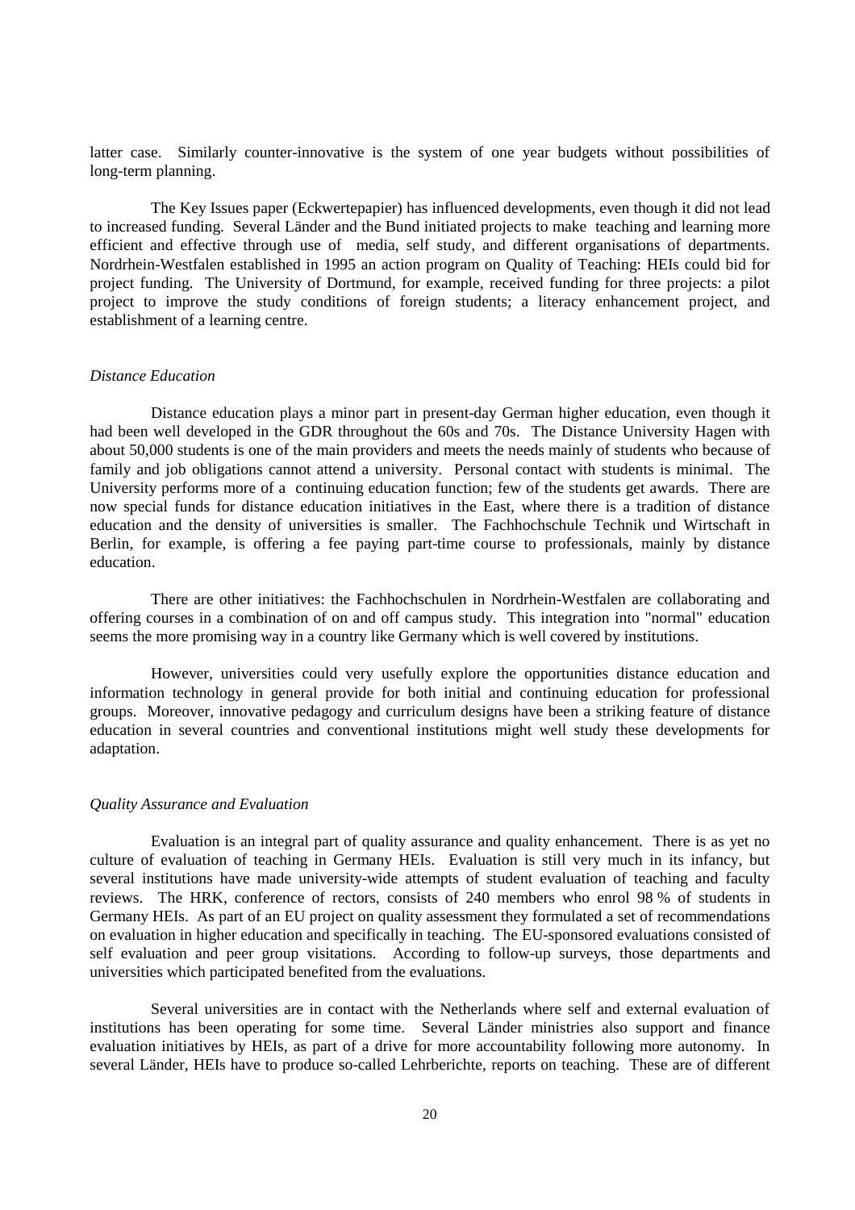latter case. Similarly counter-innovative is the system of one year budgets without possibilities of long-term planning.

The Key Issues paper (Eckwertepapier) has influenced developments, even though it did not lead to increased funding. Several Länder and the Bund initiated projects to make teaching and learning more efficient and effective through use of media, self study, and different organisations of departments. Nordrhein-Westfalen established in 1995 an action program on Quality of Teaching: HEIs could bid for project funding. The University of Dortmund, for example, received funding for three projects: a pilot project to improve the study conditions of foreign students; a literacy enhancement project, and establishment of a learning centre.

*Distance Education*

Distance education plays a minor part in present-day German higher education, even though it had been well developed in the GDR throughout the 60s and 70s. The Distance University Hagen with about 50,000 students is one of the main providers and meets the needs mainly of students who because of family and job obligations cannot attend a university. Personal contact with students is minimal. The University performs more of a continuing education function; few of the students get awards. There are now special funds for distance education initiatives in the East, where there is a tradition of distance education and the density of universities is smaller. The Fachhochschule Technik und Wirtschaft in Berlin, for example, is offering a fee paying part-time course to professionals, mainly by distance education.

There are other initiatives: the Fachhochschulen in Nordrhein-Westfalen are collaborating and offering courses in a combination of on and off campus study. This integration into "normal" education seems the more promising way in a country like Germany which is well covered by institutions.

However, universities could very usefully explore the opportunities distance education and information technology in general provide for both initial and continuing education for professional groups. Moreover, innovative pedagogy and curriculum designs have been a striking feature of distance education in several countries and conventional institutions might well study these developments for adaptation.

*Quality Assurance and Evaluation*

Evaluation is an integral part of quality assurance and quality enhancement. There is as yet no culture of evaluation of teaching in Germany HEIs. Evaluation is still very much in its infancy, but several institutions have made university-wide attempts of student evaluation of teaching and faculty reviews. The HRK, conference of rectors, consists of 240 members who enrol 98 % of students in Germany HEIs. As part of an EU project on quality assessment they formulated a set of recommendations on evaluation in higher education and specifically in teaching. The EU-sponsored evaluations consisted of self evaluation and peer group visitations. According to follow-up surveys, those departments and universities which participated benefited from the evaluations.

Several universities are in contact with the Netherlands where self and external evaluation of institutions has been operating for some time. Several Länder ministries also support and finance evaluation initiatives by HEIs, as part of a drive for more accountability following more autonomy. In several Länder, HEIs have to produce so-called Lehrberichte, reports on teaching. These are of different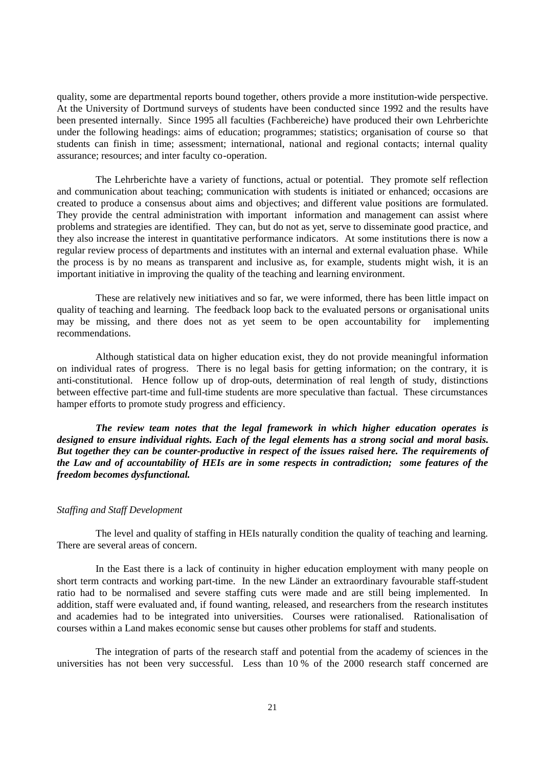quality, some are departmental reports bound together, others provide a more institution-wide perspective. At the University of Dortmund surveys of students have been conducted since 1992 and the results have been presented internally. Since 1995 all faculties (Fachbereiche) have produced their own Lehrberichte under the following headings: aims of education; programmes; statistics; organisation of course so that students can finish in time; assessment; international, national and regional contacts; internal quality assurance; resources; and inter faculty co-operation.

The Lehrberichte have a variety of functions, actual or potential. They promote self reflection and communication about teaching; communication with students is initiated or enhanced; occasions are created to produce a consensus about aims and objectives; and different value positions are formulated. They provide the central administration with important information and management can assist where problems and strategies are identified. They can, but do not as yet, serve to disseminate good practice, and they also increase the interest in quantitative performance indicators. At some institutions there is now a regular review process of departments and institutes with an internal and external evaluation phase. While the process is by no means as transparent and inclusive as, for example, students might wish, it is an important initiative in improving the quality of the teaching and learning environment.

These are relatively new initiatives and so far, we were informed, there has been little impact on quality of teaching and learning. The feedback loop back to the evaluated persons or organisational units may be missing, and there does not as yet seem to be open accountability for implementing recommendations.

Although statistical data on higher education exist, they do not provide meaningful information on individual rates of progress. There is no legal basis for getting information; on the contrary, it is anti-constitutional. Hence follow up of drop-outs, determination of real length of study, distinctions between effective part-time and full-time students are more speculative than factual. These circumstances hamper efforts to promote study progress and efficiency.

***The review team notes that the legal framework in which higher education operates is designed to ensure individual rights. Each of the legal elements has a strong social and moral basis. But together they can be counter-productive in respect of the issues raised here. The requirements of the Law and of accountability of HEIs are in some respects in contradiction; some features of the freedom becomes dysfunctional.***

*Staffing and Staff Development*

The level and quality of staffing in HEIs naturally condition the quality of teaching and learning. There are several areas of concern.

In the East there is a lack of continuity in higher education employment with many people on short term contracts and working part-time. In the new Länder an extraordinary favourable staff-student ratio had to be normalised and severe staffing cuts were made and are still being implemented. In addition, staff were evaluated and, if found wanting, released, and researchers from the research institutes and academies had to be integrated into universities. Courses were rationalised. Rationalisation of courses within a Land makes economic sense but causes other problems for staff and students.

The integration of parts of the research staff and potential from the academy of sciences in the universities has not been very successful. Less than 10 % of the 2000 research staff concerned are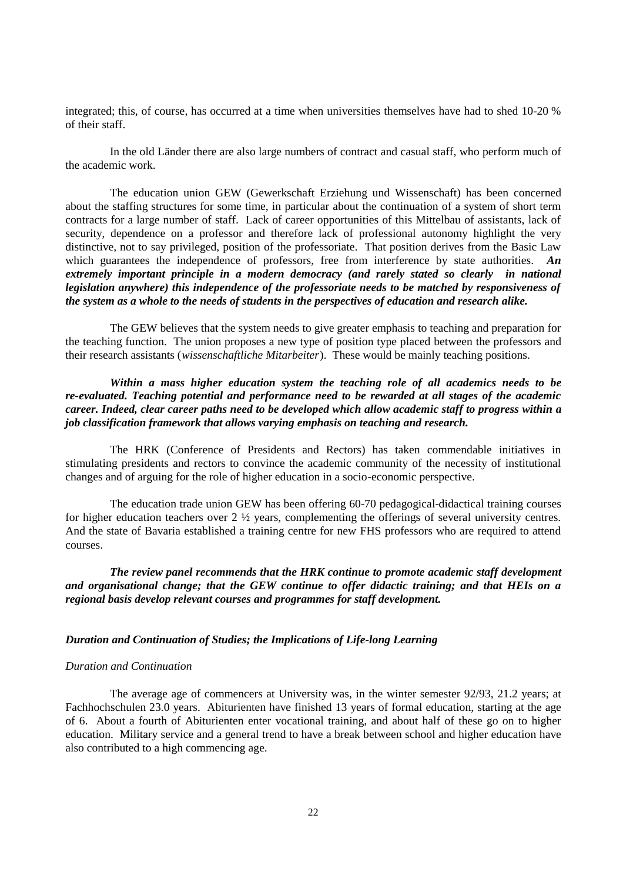integrated; this, of course, has occurred at a time when universities themselves have had to shed 10-20 % of their staff.

In the old Länder there are also large numbers of contract and casual staff, who perform much of the academic work.

The education union GEW (Gewerkschaft Erziehung und Wissenschaft) has been concerned about the staffing structures for some time, in particular about the continuation of a system of short term contracts for a large number of staff. Lack of career opportunities of this Mittelbau of assistants, lack of security, dependence on a professor and therefore lack of professional autonomy highlight the very distinctive, not to say privileged, position of the professoriate. That position derives from the Basic Law which guarantees the independence of professors, free from interference by state authorities. ***An extremely important principle in a modern democracy (and rarely stated so clearly in national legislation anywhere) this independence of the professoriate needs to be matched by responsiveness of the system as a whole to the needs of students in the perspectives of education and research alike.***

The GEW believes that the system needs to give greater emphasis to teaching and preparation for the teaching function. The union proposes a new type of position type placed between the professors and their research assistants (*wissenschaftliche Mitarbeiter*). These would be mainly teaching positions.

***Within a mass higher education system the teaching role of all academics needs to be re-evaluated. Teaching potential and performance need to be rewarded at all stages of the academic career. Indeed, clear career paths need to be developed which allow academic staff to progress within a job classification framework that allows varying emphasis on teaching and research.***

The HRK (Conference of Presidents and Rectors) has taken commendable initiatives in stimulating presidents and rectors to convince the academic community of the necessity of institutional changes and of arguing for the role of higher education in a socio-economic perspective.

The education trade union GEW has been offering 60-70 pedagogical-didactical training courses for higher education teachers over 2 ½ years, complementing the offerings of several university centres. And the state of Bavaria established a training centre for new FHS professors who are required to attend courses.

***The review panel recommends that the HRK continue to promote academic staff development and organisational change; that the GEW continue to offer didactic training; and that HEIs on a regional basis develop relevant courses and programmes for staff development.***

### *Duration and Continuation of Studies; the Implications of Life-long Learning*

#### *Duration and Continuation*

The average age of commencers at University was, in the winter semester 92/93, 21.2 years; at Fachhochschulen 23.0 years. Abiturienten have finished 13 years of formal education, starting at the age of 6. About a fourth of Abiturienten enter vocational training, and about half of these go on to higher education. Military service and a general trend to have a break between school and higher education have also contributed to a high commencing age.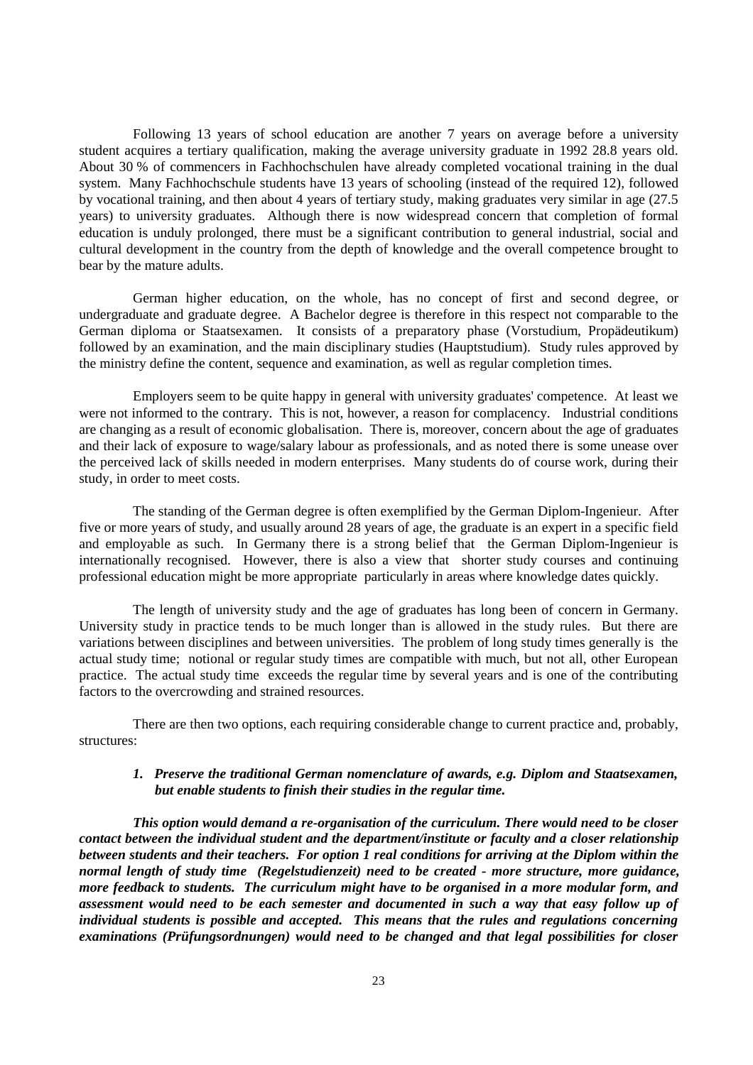Following 13 years of school education are another 7 years on average before a university student acquires a tertiary qualification, making the average university graduate in 1992 28.8 years old. About 30 % of commencers in Fachhochschulen have already completed vocational training in the dual system. Many Fachhochschule students have 13 years of schooling (instead of the required 12), followed by vocational training, and then about 4 years of tertiary study, making graduates very similar in age (27.5 years) to university graduates. Although there is now widespread concern that completion of formal education is unduly prolonged, there must be a significant contribution to general industrial, social and cultural development in the country from the depth of knowledge and the overall competence brought to bear by the mature adults.

German higher education, on the whole, has no concept of first and second degree, or undergraduate and graduate degree. A Bachelor degree is therefore in this respect not comparable to the German diploma or Staatsexamen. It consists of a preparatory phase (Vorstudium, Propädeutikum) followed by an examination, and the main disciplinary studies (Hauptstudium). Study rules approved by the ministry define the content, sequence and examination, as well as regular completion times.

Employers seem to be quite happy in general with university graduates' competence. At least we were not informed to the contrary. This is not, however, a reason for complacency. Industrial conditions are changing as a result of economic globalisation. There is, moreover, concern about the age of graduates and their lack of exposure to wage/salary labour as professionals, and as noted there is some unease over the perceived lack of skills needed in modern enterprises. Many students do of course work, during their study, in order to meet costs.

The standing of the German degree is often exemplified by the German Diplom-Ingenieur. After five or more years of study, and usually around 28 years of age, the graduate is an expert in a specific field and employable as such. In Germany there is a strong belief that the German Diplom-Ingenieur is internationally recognised. However, there is also a view that shorter study courses and continuing professional education might be more appropriate particularly in areas where knowledge dates quickly.

The length of university study and the age of graduates has long been of concern in Germany. University study in practice tends to be much longer than is allowed in the study rules. But there are variations between disciplines and between universities. The problem of long study times generally is the actual study time; notional or regular study times are compatible with much, but not all, other European practice. The actual study time exceeds the regular time by several years and is one of the contributing factors to the overcrowding and strained resources.

There are then two options, each requiring considerable change to current practice and, probably, structures:

1. ***Preserve the traditional German nomenclature of awards, e.g. Diplom and Staatsexamen, but enable students to finish their studies in the regular time.***

***This option would demand a re-organisation of the curriculum. There would need to be closer contact between the individual student and the department/institute or faculty and a closer relationship between students and their teachers. For option 1 real conditions for arriving at the Diplom within the normal length of study time (Regelstudienzeit) need to be created - more structure, more guidance, more feedback to students. The curriculum might have to be organised in a more modular form, and assessment would need to be each semester and documented in such a way that easy follow up of individual students is possible and accepted. This means that the rules and regulations concerning examinations (Prüfungsordnungen) would need to be changed and that legal possibilities for closer***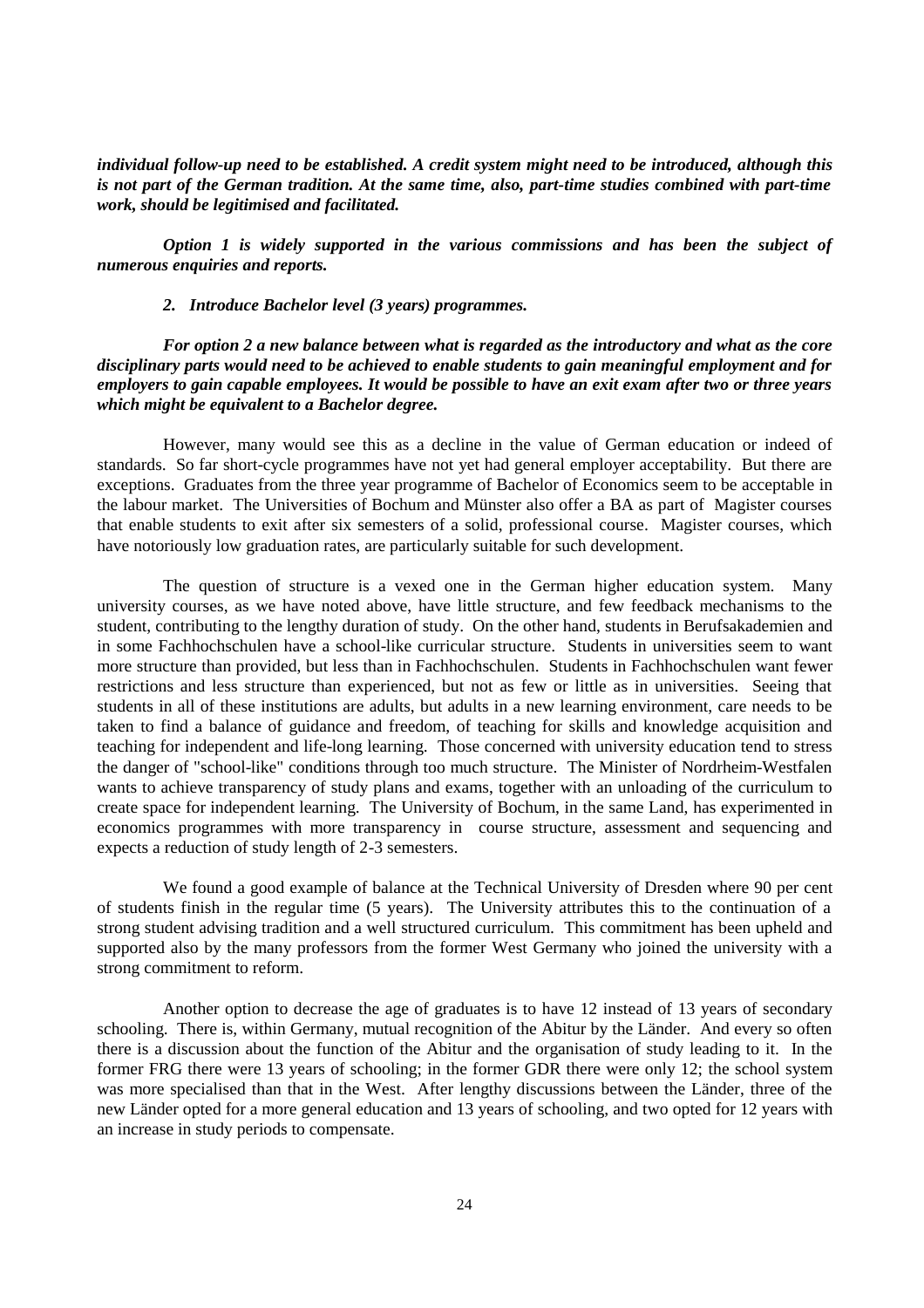***individual follow-up need to be established. A credit system might need to be introduced, although this is not part of the German tradition. At the same time, also, part-time studies combined with part-time work, should be legitimised and facilitated.***

***Option 1 is widely supported in the various commissions and has been the subject of numerous enquiries and reports.***

*2. Introduce Bachelor level (3 years) programmes.*

***For option 2 a new balance between what is regarded as the introductory and what as the core disciplinary parts would need to be achieved to enable students to gain meaningful employment and for employers to gain capable employees. It would be possible to have an exit exam after two or three years which might be equivalent to a Bachelor degree.***

However, many would see this as a decline in the value of German education or indeed of standards. So far short-cycle programmes have not yet had general employer acceptability. But there are exceptions. Graduates from the three year programme of Bachelor of Economics seem to be acceptable in the labour market. The Universities of Bochum and Münster also offer a BA as part of Magister courses that enable students to exit after six semesters of a solid, professional course. Magister courses, which have notoriously low graduation rates, are particularly suitable for such development.

The question of structure is a vexed one in the German higher education system. Many university courses, as we have noted above, have little structure, and few feedback mechanisms to the student, contributing to the lengthy duration of study. On the other hand, students in Berufsakademien and in some Fachhochschulen have a school-like curricular structure. Students in universities seem to want more structure than provided, but less than in Fachhochschulen. Students in Fachhochschulen want fewer restrictions and less structure than experienced, but not as few or little as in universities. Seeing that students in all of these institutions are adults, but adults in a new learning environment, care needs to be taken to find a balance of guidance and freedom, of teaching for skills and knowledge acquisition and teaching for independent and life-long learning. Those concerned with university education tend to stress the danger of "school-like" conditions through too much structure. The Minister of Nordrheim-Westfalen wants to achieve transparency of study plans and exams, together with an unloading of the curriculum to create space for independent learning. The University of Bochum, in the same Land, has experimented in economics programmes with more transparency in course structure, assessment and sequencing and expects a reduction of study length of 2-3 semesters.

We found a good example of balance at the Technical University of Dresden where 90 per cent of students finish in the regular time (5 years). The University attributes this to the continuation of a strong student advising tradition and a well structured curriculum. This commitment has been upheld and supported also by the many professors from the former West Germany who joined the university with a strong commitment to reform.

Another option to decrease the age of graduates is to have 12 instead of 13 years of secondary schooling. There is, within Germany, mutual recognition of the Abitur by the Länder. And every so often there is a discussion about the function of the Abitur and the organisation of study leading to it. In the former FRG there were 13 years of schooling; in the former GDR there were only 12; the school system was more specialised than that in the West. After lengthy discussions between the Länder, three of the new Länder opted for a more general education and 13 years of schooling, and two opted for 12 years with an increase in study periods to compensate.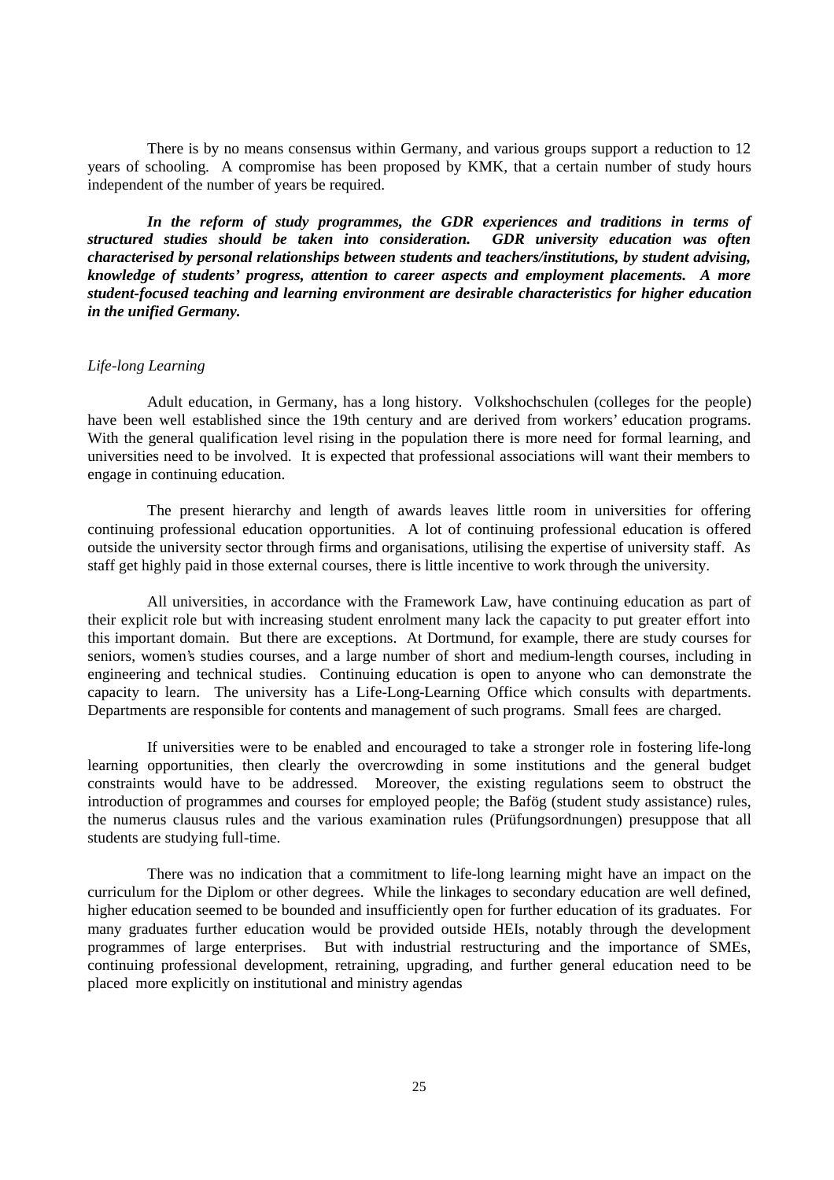There is by no means consensus within Germany, and various groups support a reduction to 12 years of schooling. A compromise has been proposed by KMK, that a certain number of study hours independent of the number of years be required.

***In the reform of study programmes, the GDR experiences and traditions in terms of structured studies should be taken into consideration. GDR university education was often characterised by personal relationships between students and teachers/institutions, by student advising, knowledge of students' progress, attention to career aspects and employment placements. A more student-focused teaching and learning environment are desirable characteristics for higher education in the unified Germany.***

*Life-long Learning*

Adult education, in Germany, has a long history. Volkshochschulen (colleges for the people) have been well established since the 19th century and are derived from workers' education programs. With the general qualification level rising in the population there is more need for formal learning, and universities need to be involved. It is expected that professional associations will want their members to engage in continuing education.

The present hierarchy and length of awards leaves little room in universities for offering continuing professional education opportunities. A lot of continuing professional education is offered outside the university sector through firms and organisations, utilising the expertise of university staff. As staff get highly paid in those external courses, there is little incentive to work through the university.

All universities, in accordance with the Framework Law, have continuing education as part of their explicit role but with increasing student enrolment many lack the capacity to put greater effort into this important domain. But there are exceptions. At Dortmund, for example, there are study courses for seniors, women's studies courses, and a large number of short and medium-length courses, including in engineering and technical studies. Continuing education is open to anyone who can demonstrate the capacity to learn. The university has a Life-Long-Learning Office which consults with departments. Departments are responsible for contents and management of such programs. Small fees are charged.

If universities were to be enabled and encouraged to take a stronger role in fostering life-long learning opportunities, then clearly the overcrowding in some institutions and the general budget constraints would have to be addressed. Moreover, the existing regulations seem to obstruct the introduction of programmes and courses for employed people; the Bafög (student study assistance) rules, the numerus clausus rules and the various examination rules (Prüfungsordnungen) presuppose that all students are studying full-time.

There was no indication that a commitment to life-long learning might have an impact on the curriculum for the Diplom or other degrees. While the linkages to secondary education are well defined, higher education seemed to be bounded and insufficiently open for further education of its graduates. For many graduates further education would be provided outside HEIs, notably through the development programmes of large enterprises. But with industrial restructuring and the importance of SMEs, continuing professional development, retraining, upgrading, and further general education need to be placed more explicitly on institutional and ministry agendas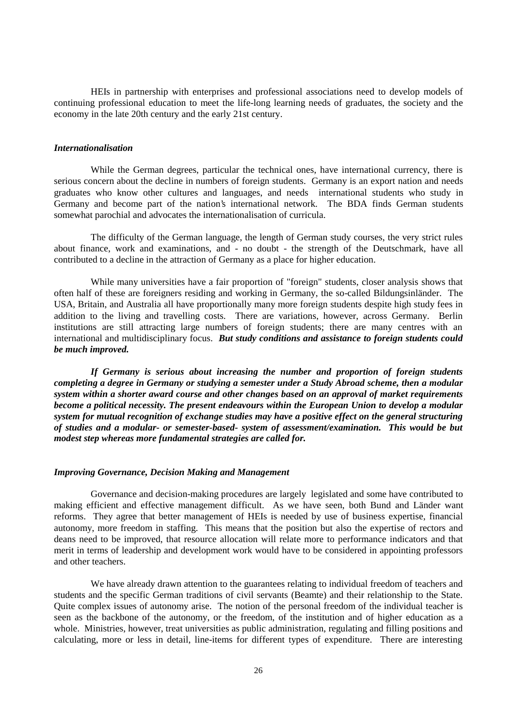HEIs in partnership with enterprises and professional associations need to develop models of continuing professional education to meet the life-long learning needs of graduates, the society and the economy in the late 20th century and the early 21st century.

***Internationalisation***

While the German degrees, particular the technical ones, have international currency, there is serious concern about the decline in numbers of foreign students. Germany is an export nation and needs graduates who know other cultures and languages, and needs international students who study in Germany and become part of the nation's international network. The BDA finds German students somewhat parochial and advocates the internationalisation of curricula.

The difficulty of the German language, the length of German study courses, the very strict rules about finance, work and examinations, and - no doubt - the strength of the Deutschmark, have all contributed to a decline in the attraction of Germany as a place for higher education.

While many universities have a fair proportion of "foreign" students, closer analysis shows that often half of these are foreigners residing and working in Germany, the so-called Bildungsinländer. The USA, Britain, and Australia all have proportionally many more foreign students despite high study fees in addition to the living and travelling costs. There are variations, however, across Germany. Berlin institutions are still attracting large numbers of foreign students; there are many centres with an international and multidisciplinary focus. ***But study conditions and assistance to foreign students could be much improved.***

***If Germany is serious about increasing the number and proportion of foreign students completing a degree in Germany or studying a semester under a Study Abroad scheme, then a modular system within a shorter award course and other changes based on an approval of market requirements become a political necessity. The present endeavours within the European Union to develop a modular system for mutual recognition of exchange studies may have a positive effect on the general structuring of studies and a modular- or semester-based- system of assessment/examination. This would be but modest step whereas more fundamental strategies are called for.***

***Improving Governance, Decision Making and Management***

Governance and decision-making procedures are largely legislated and some have contributed to making efficient and effective management difficult. As we have seen, both Bund and Länder want reforms. They agree that better management of HEIs is needed by use of business expertise, financial autonomy, more freedom in staffing. This means that the position but also the expertise of rectors and deans need to be improved, that resource allocation will relate more to performance indicators and that merit in terms of leadership and development work would have to be considered in appointing professors and other teachers.

We have already drawn attention to the guarantees relating to individual freedom of teachers and students and the specific German traditions of civil servants (Beamte) and their relationship to the State. Quite complex issues of autonomy arise. The notion of the personal freedom of the individual teacher is seen as the backbone of the autonomy, or the freedom, of the institution and of higher education as a whole. Ministries, however, treat universities as public administration, regulating and filling positions and calculating, more or less in detail, line-items for different types of expenditure. There are interesting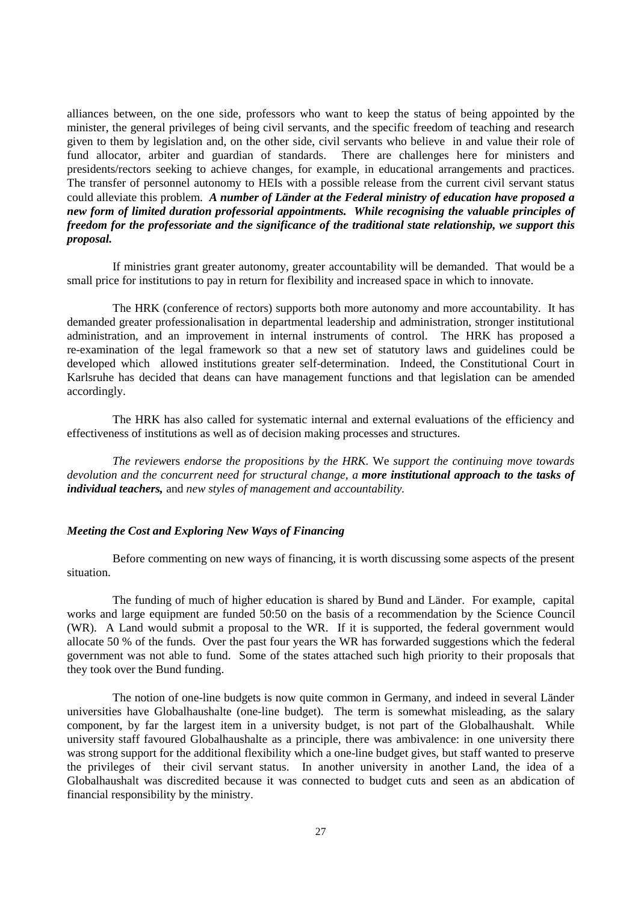alliances between, on the one side, professors who want to keep the status of being appointed by the minister, the general privileges of being civil servants, and the specific freedom of teaching and research given to them by legislation and, on the other side, civil servants who believe in and value their role of fund allocator, arbiter and guardian of standards. There are challenges here for ministers and presidents/rectors seeking to achieve changes, for example, in educational arrangements and practices. The transfer of personnel autonomy to HEIs with a possible release from the current civil servant status could alleviate this problem. ***A number of Länder at the Federal ministry of education have proposed a new form of limited duration professorial appointments. While recognising the valuable principles of freedom for the professoriate and the significance of the traditional state relationship, we support this proposal.***

If ministries grant greater autonomy, greater accountability will be demanded. That would be a small price for institutions to pay in return for flexibility and increased space in which to innovate.

The HRK (conference of rectors) supports both more autonomy and more accountability. It has demanded greater professionalisation in departmental leadership and administration, stronger institutional administration, and an improvement in internal instruments of control. The HRK has proposed a re-examination of the legal framework so that a new set of statutory laws and guidelines could be developed which allowed institutions greater self-determination. Indeed, the Constitutional Court in Karlsruhe has decided that deans can have management functions and that legislation can be amended accordingly.

The HRK has also called for systematic internal and external evaluations of the efficiency and effectiveness of institutions as well as of decision making processes and structures.

*The reviewe*rs *endorse the propositions by the HRK.* We *support the continuing move towards devolution and the concurrent need for structural change, a* ***more institutional approach to the tasks of individual teachers,*** and *new styles of management and accountability.*

### *Meeting the Cost and Exploring New Ways of Financing*

Before commenting on new ways of financing, it is worth discussing some aspects of the present situation.

The funding of much of higher education is shared by Bund and Länder. For example, capital works and large equipment are funded 50:50 on the basis of a recommendation by the Science Council (WR). A Land would submit a proposal to the WR. If it is supported, the federal government would allocate 50 % of the funds. Over the past four years the WR has forwarded suggestions which the federal government was not able to fund. Some of the states attached such high priority to their proposals that they took over the Bund funding.

The notion of one-line budgets is now quite common in Germany, and indeed in several Länder universities have Globalhaushalte (one-line budget). The term is somewhat misleading, as the salary component, by far the largest item in a university budget, is not part of the Globalhaushalt. While university staff favoured Globalhaushalte as a principle, there was ambivalence: in one university there was strong support for the additional flexibility which a one-line budget gives, but staff wanted to preserve the privileges of their civil servant status. In another university in another Land, the idea of a Globalhaushalt was discredited because it was connected to budget cuts and seen as an abdication of financial responsibility by the ministry.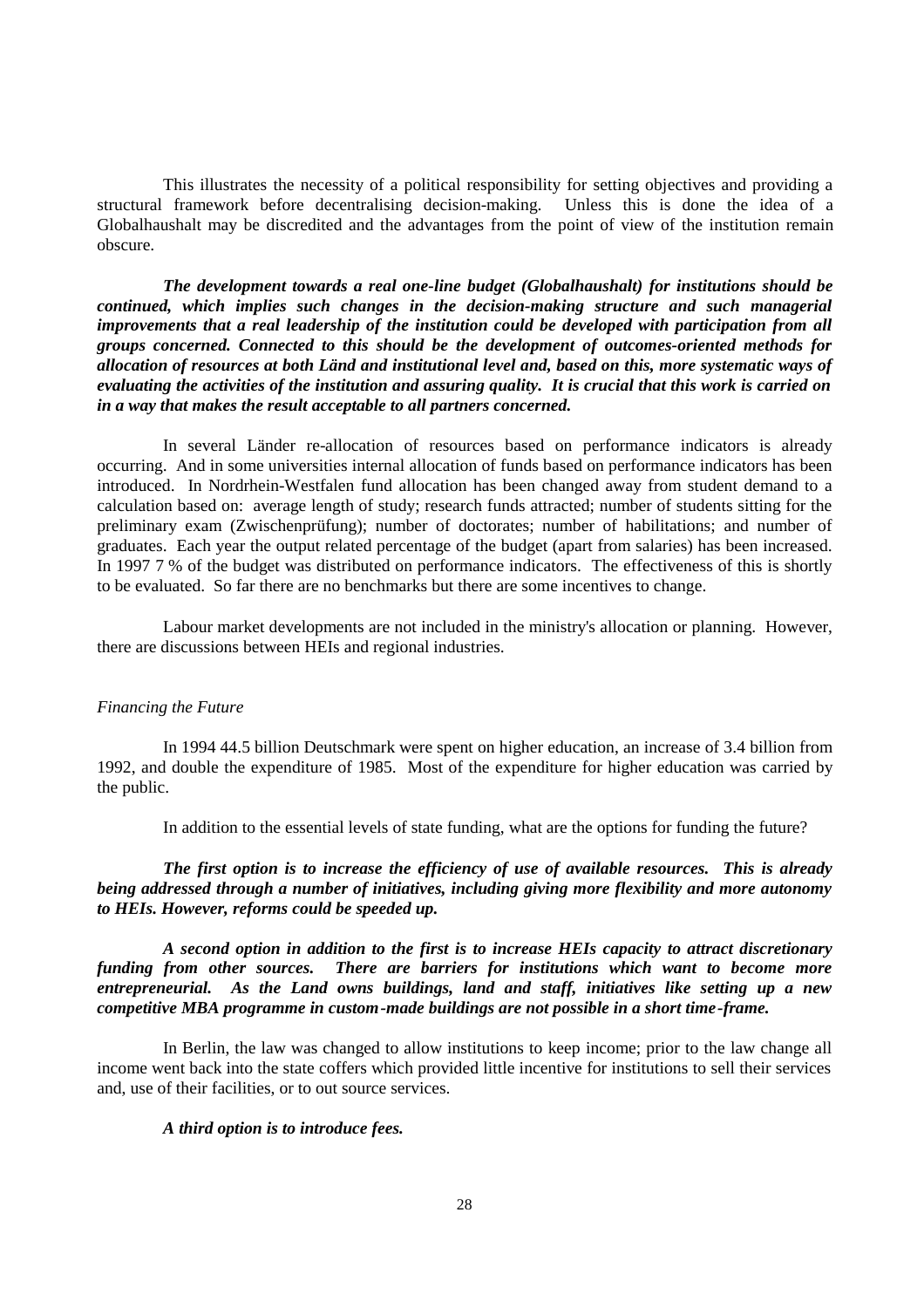This illustrates the necessity of a political responsibility for setting objectives and providing a structural framework before decentralising decision-making. Unless this is done the idea of a Globalhaushalt may be discredited and the advantages from the point of view of the institution remain obscure.

***The development towards a real one-line budget (Globalhaushalt) for institutions should be continued, which implies such changes in the decision-making structure and such managerial improvements that a real leadership of the institution could be developed with participation from all groups concerned. Connected to this should be the development of outcomes-oriented methods for allocation of resources at both Länd and institutional level and, based on this, more systematic ways of evaluating the activities of the institution and assuring quality. It is crucial that this work is carried on in a way that makes the result acceptable to all partners concerned.***

In several Länder re-allocation of resources based on performance indicators is already occurring. And in some universities internal allocation of funds based on performance indicators has been introduced. In Nordrhein-Westfalen fund allocation has been changed away from student demand to a calculation based on: average length of study; research funds attracted; number of students sitting for the preliminary exam (Zwischenprüfung); number of doctorates; number of habilitations; and number of graduates. Each year the output related percentage of the budget (apart from salaries) has been increased. In 1997 7 % of the budget was distributed on performance indicators. The effectiveness of this is shortly to be evaluated. So far there are no benchmarks but there are some incentives to change.

Labour market developments are not included in the ministry's allocation or planning. However, there are discussions between HEIs and regional industries.

*Financing the Future*

In 1994 44.5 billion Deutschmark were spent on higher education, an increase of 3.4 billion from 1992, and double the expenditure of 1985. Most of the expenditure for higher education was carried by the public.

In addition to the essential levels of state funding, what are the options for funding the future?

***The first option is to increase the efficiency of use of available resources. This is already being addressed through a number of initiatives, including giving more flexibility and more autonomy to HEIs. However, reforms could be speeded up.***

***A second option in addition to the first is to increase HEIs capacity to attract discretionary funding from other sources. There are barriers for institutions which want to become more entrepreneurial. As the Land owns buildings, land and staff, initiatives like setting up a new competitive MBA programme in custom-made buildings are not possible in a short time-frame.***

In Berlin, the law was changed to allow institutions to keep income; prior to the law change all income went back into the state coffers which provided little incentive for institutions to sell their services and, use of their facilities, or to out source services.

***A third option is to introduce fees.***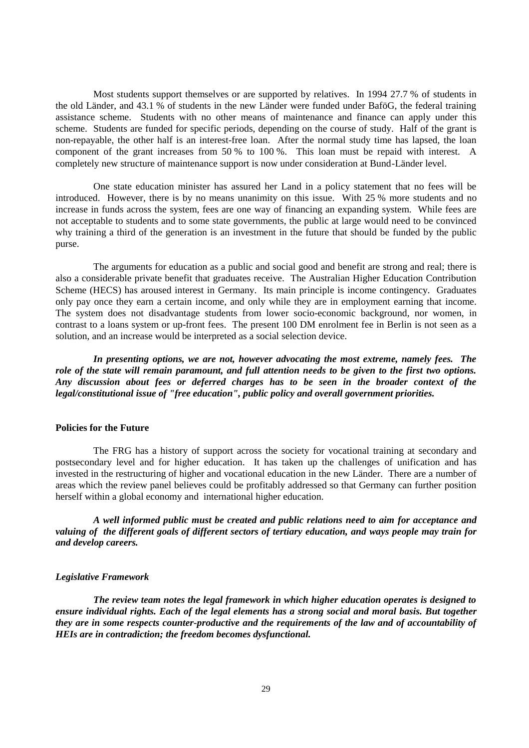Most students support themselves or are supported by relatives. In 1994 27.7 % of students in the old Länder, and 43.1 % of students in the new Länder were funded under BaföG, the federal training assistance scheme. Students with no other means of maintenance and finance can apply under this scheme. Students are funded for specific periods, depending on the course of study. Half of the grant is non-repayable, the other half is an interest-free loan. After the normal study time has lapsed, the loan component of the grant increases from 50 % to 100 %. This loan must be repaid with interest. A completely new structure of maintenance support is now under consideration at Bund-Länder level.

One state education minister has assured her Land in a policy statement that no fees will be introduced. However, there is by no means unanimity on this issue. With 25 % more students and no increase in funds across the system, fees are one way of financing an expanding system. While fees are not acceptable to students and to some state governments, the public at large would need to be convinced why training a third of the generation is an investment in the future that should be funded by the public purse.

The arguments for education as a public and social good and benefit are strong and real; there is also a considerable private benefit that graduates receive. The Australian Higher Education Contribution Scheme (HECS) has aroused interest in Germany. Its main principle is income contingency. Graduates only pay once they earn a certain income, and only while they are in employment earning that income. The system does not disadvantage students from lower socio-economic background, nor women, in contrast to a loans system or up-front fees. The present 100 DM enrolment fee in Berlin is not seen as a solution, and an increase would be interpreted as a social selection device.

***In presenting options, we are not, however advocating the most extreme, namely fees. The role of the state will remain paramount, and full attention needs to be given to the first two options. Any discussion about fees or deferred charges has to be seen in the broader context of the legal/constitutional issue of "free education", public policy and overall government priorities.***

## Policies for the Future

The FRG has a history of support across the society for vocational training at secondary and postsecondary level and for higher education. It has taken up the challenges of unification and has invested in the restructuring of higher and vocational education in the new Länder. There are a number of areas which the review panel believes could be profitably addressed so that Germany can further position herself within a global economy and international higher education.

***A well informed public must be created and public relations need to aim for acceptance and valuing of the different goals of different sectors of tertiary education, and ways people may train for and develop careers.***

### *Legislative Framework*

***The review team notes the legal framework in which higher education operates is designed to ensure individual rights. Each of the legal elements has a strong social and moral basis. But together they are in some respects counter-productive and the requirements of the law and of accountability of HEIs are in contradiction; the freedom becomes dysfunctional.***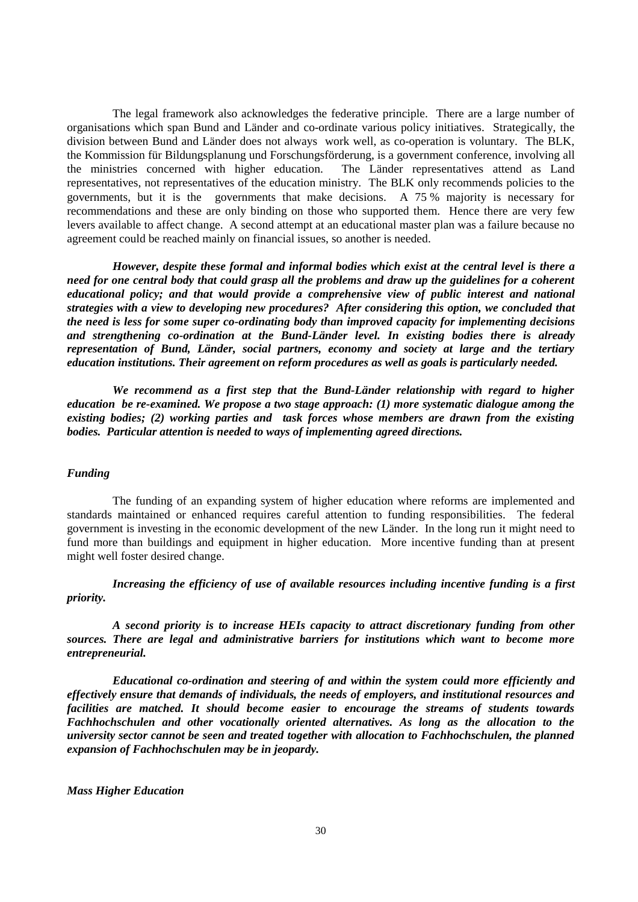The legal framework also acknowledges the federative principle. There are a large number of organisations which span Bund and Länder and co-ordinate various policy initiatives. Strategically, the division between Bund and Länder does not always work well, as co-operation is voluntary. The BLK, the Kommission für Bildungsplanung und Forschungsförderung, is a government conference, involving all the ministries concerned with higher education. The Länder representatives attend as Land representatives, not representatives of the education ministry. The BLK only recommends policies to the governments, but it is the governments that make decisions. A 75 % majority is necessary for recommendations and these are only binding on those who supported them. Hence there are very few levers available to affect change. A second attempt at an educational master plan was a failure because no agreement could be reached mainly on financial issues, so another is needed.

***However, despite these formal and informal bodies which exist at the central level is there a need for one central body that could grasp all the problems and draw up the guidelines for a coherent educational policy; and that would provide a comprehensive view of public interest and national strategies with a view to developing new procedures? After considering this option, we concluded that the need is less for some super co-ordinating body than improved capacity for implementing decisions and strengthening co-ordination at the Bund-Länder level. In existing bodies there is already representation of Bund, Länder, social partners, economy and society at large and the tertiary education institutions. Their agreement on reform procedures as well as goals is particularly needed.***

***We recommend as a first step that the Bund-Länder relationship with regard to higher education be re-examined. We propose a two stage approach: (1) more systematic dialogue among the existing bodies; (2) working parties and task forces whose members are drawn from the existing bodies. Particular attention is needed to ways of implementing agreed directions.***

*Funding*

The funding of an expanding system of higher education where reforms are implemented and standards maintained or enhanced requires careful attention to funding responsibilities. The federal government is investing in the economic development of the new Länder. In the long run it might need to fund more than buildings and equipment in higher education. More incentive funding than at present might well foster desired change.

***Increasing the efficiency of use of available resources including incentive funding is a first priority.***

***A second priority is to increase HEIs capacity to attract discretionary funding from other sources. There are legal and administrative barriers for institutions which want to become more entrepreneurial.***

***Educational co-ordination and steering of and within the system could more efficiently and effectively ensure that demands of individuals, the needs of employers, and institutional resources and facilities are matched. It should become easier to encourage the streams of students towards Fachhochschulen and other vocationally oriented alternatives. As long as the allocation to the university sector cannot be seen and treated together with allocation to Fachhochschulen, the planned expansion of Fachhochschulen may be in jeopardy.***

*Mass Higher Education*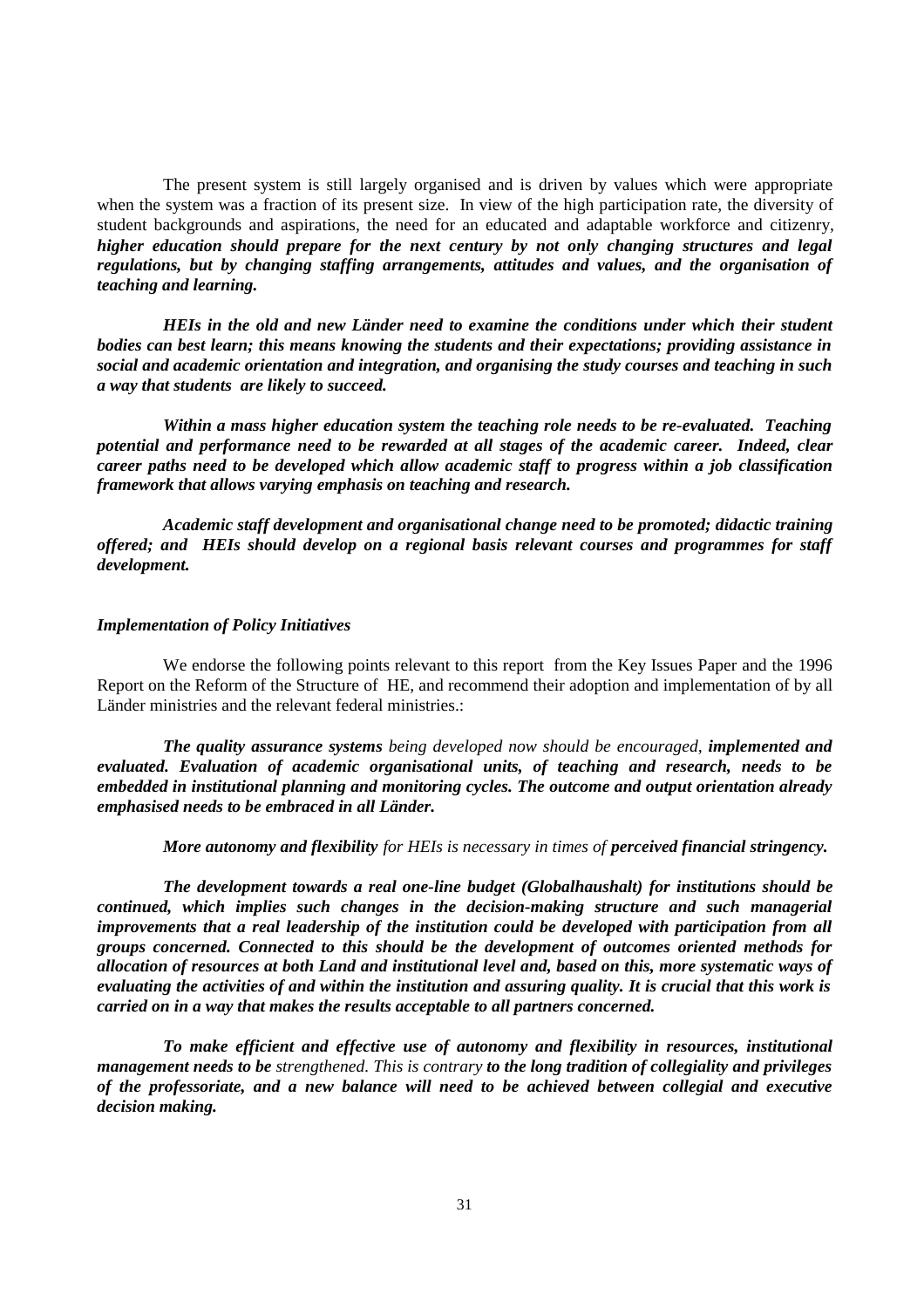The present system is still largely organised and is driven by values which were appropriate when the system was a fraction of its present size. In view of the high participation rate, the diversity of student backgrounds and aspirations, the need for an educated and adaptable workforce and citizenry, ***higher education should prepare for the next century by not only changing structures and legal regulations, but by changing staffing arrangements, attitudes and values, and the organisation of teaching and learning.***

***HEIs in the old and new Länder need to examine the conditions under which their student bodies can best learn; this means knowing the students and their expectations; providing assistance in social and academic orientation and integration, and organising the study courses and teaching in such a way that students are likely to succeed.***

***Within a mass higher education system the teaching role needs to be re-evaluated. Teaching potential and performance need to be rewarded at all stages of the academic career. Indeed, clear career paths need to be developed which allow academic staff to progress within a job classification framework that allows varying emphasis on teaching and research.***

***Academic staff development and organisational change need to be promoted; didactic training offered; and HEIs should develop on a regional basis relevant courses and programmes for staff development.***

***Implementation of Policy Initiatives***

We endorse the following points relevant to this report from the Key Issues Paper and the 1996 Report on the Reform of the Structure of HE, and recommend their adoption and implementation of by all Länder ministries and the relevant federal ministries.:

***The quality assurance systems*** *being developed now should be encouraged,* ***implemented and evaluated. Evaluation of academic organisational units, of teaching and research, needs to be embedded in institutional planning and monitoring cycles. The outcome and output orientation already emphasised needs to be embraced in all Länder.***

***More autonomy and flexibility*** *for HEIs is necessary in times of* ***perceived financial stringency.***

***The development towards a real one-line budget (Globalhaushalt) for institutions should be continued, which implies such changes in the decision-making structure and such managerial improvements that a real leadership of the institution could be developed with participation from all groups concerned. Connected to this should be the development of outcomes oriented methods for allocation of resources at both Land and institutional level and, based on this, more systematic ways of evaluating the activities of and within the institution and assuring quality. It is crucial that this work is carried on in a way that makes the results acceptable to all partners concerned.***

***To make efficient and effective use of autonomy and flexibility in resources, institutional management needs to be*** *strengthened. This is contrary* ***to the long tradition of collegiality and privileges of the professoriate, and a new balance will need to be achieved between collegial and executive decision making.***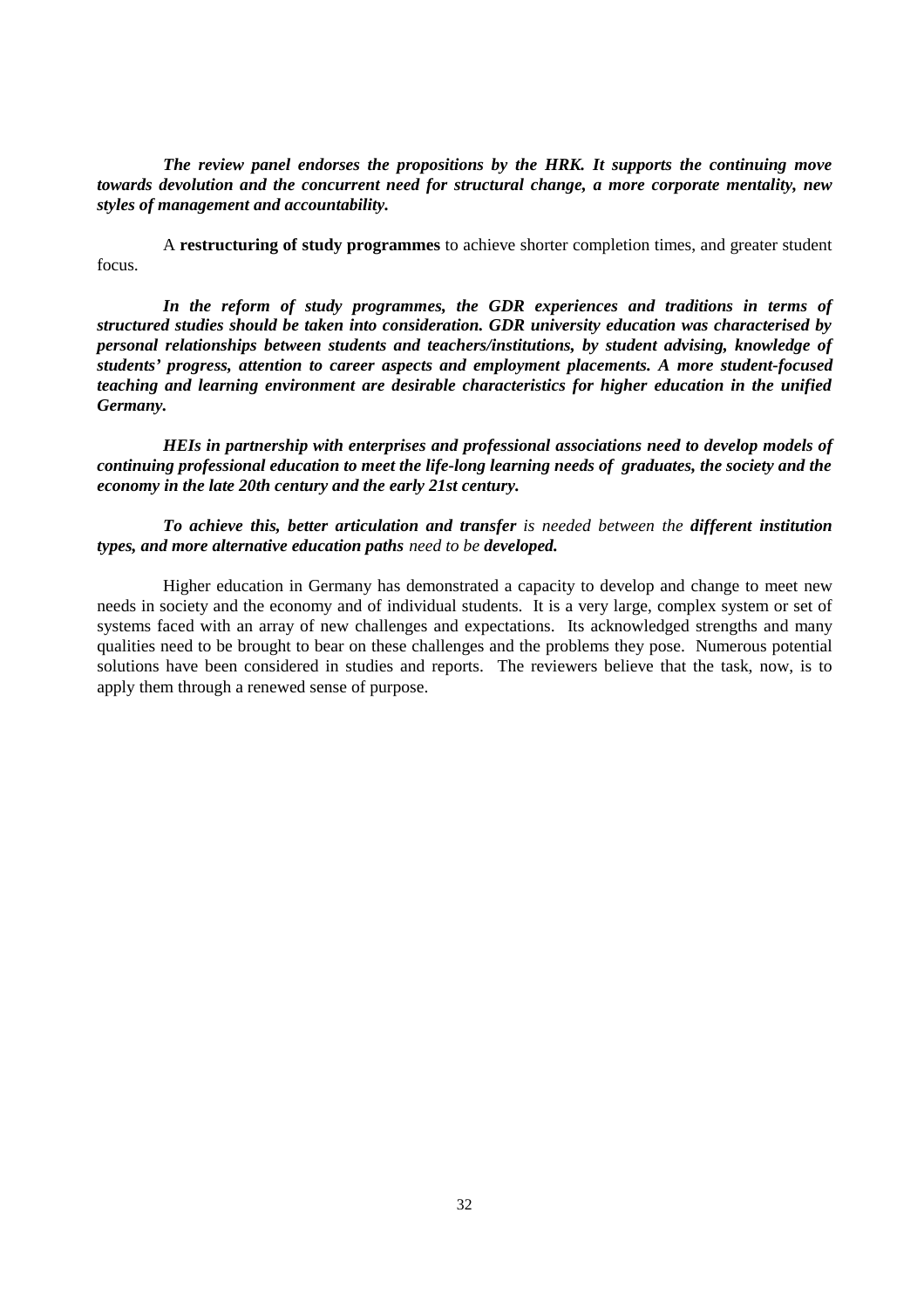***The review panel endorses the propositions by the HRK. It supports the continuing move towards devolution and the concurrent need for structural change, a more corporate mentality, new styles of management and accountability.***

A **restructuring of study programmes** to achieve shorter completion times, and greater student focus.

***In the reform of study programmes, the GDR experiences and traditions in terms of structured studies should be taken into consideration. GDR university education was characterised by personal relationships between students and teachers/institutions, by student advising, knowledge of students' progress, attention to career aspects and employment placements. A more student-focused teaching and learning environment are desirable characteristics for higher education in the unified Germany.***

***HEIs in partnership with enterprises and professional associations need to develop models of continuing professional education to meet the life-long learning needs of graduates, the society and the economy in the late 20th century and the early 21st century.***

***To achieve this, better articulation and transfer*** *is needed between the* ***different institution types, and more alternative education paths*** *need to be* ***developed.***

Higher education in Germany has demonstrated a capacity to develop and change to meet new needs in society and the economy and of individual students. It is a very large, complex system or set of systems faced with an array of new challenges and expectations. Its acknowledged strengths and many qualities need to be brought to bear on these challenges and the problems they pose. Numerous potential solutions have been considered in studies and reports. The reviewers believe that the task, now, is to apply them through a renewed sense of purpose.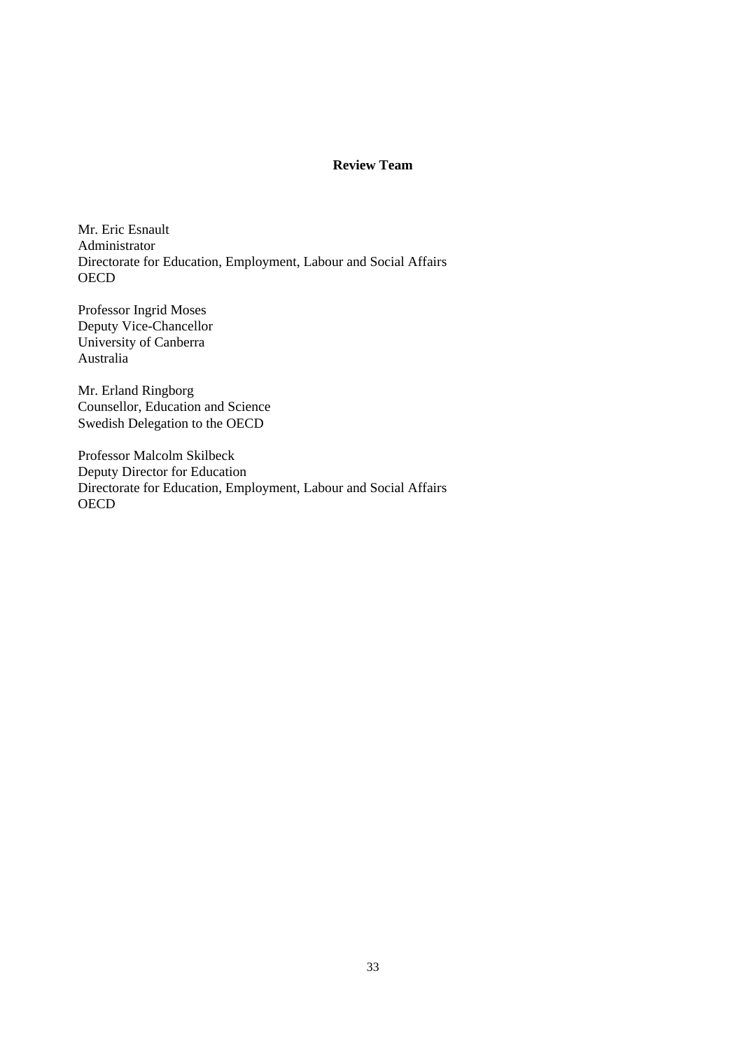## Review Team

Mr. Eric Esnault
Administrator
Directorate for Education, Employment, Labour and Social Affairs
OECD

Professor Ingrid Moses
Deputy Vice-Chancellor
University of Canberra
Australia

Mr. Erland Ringborg
Counsellor, Education and Science
Swedish Delegation to the OECD

Professor Malcolm Skilbeck
Deputy Director for Education
Directorate for Education, Employment, Labour and Social Affairs
OECD